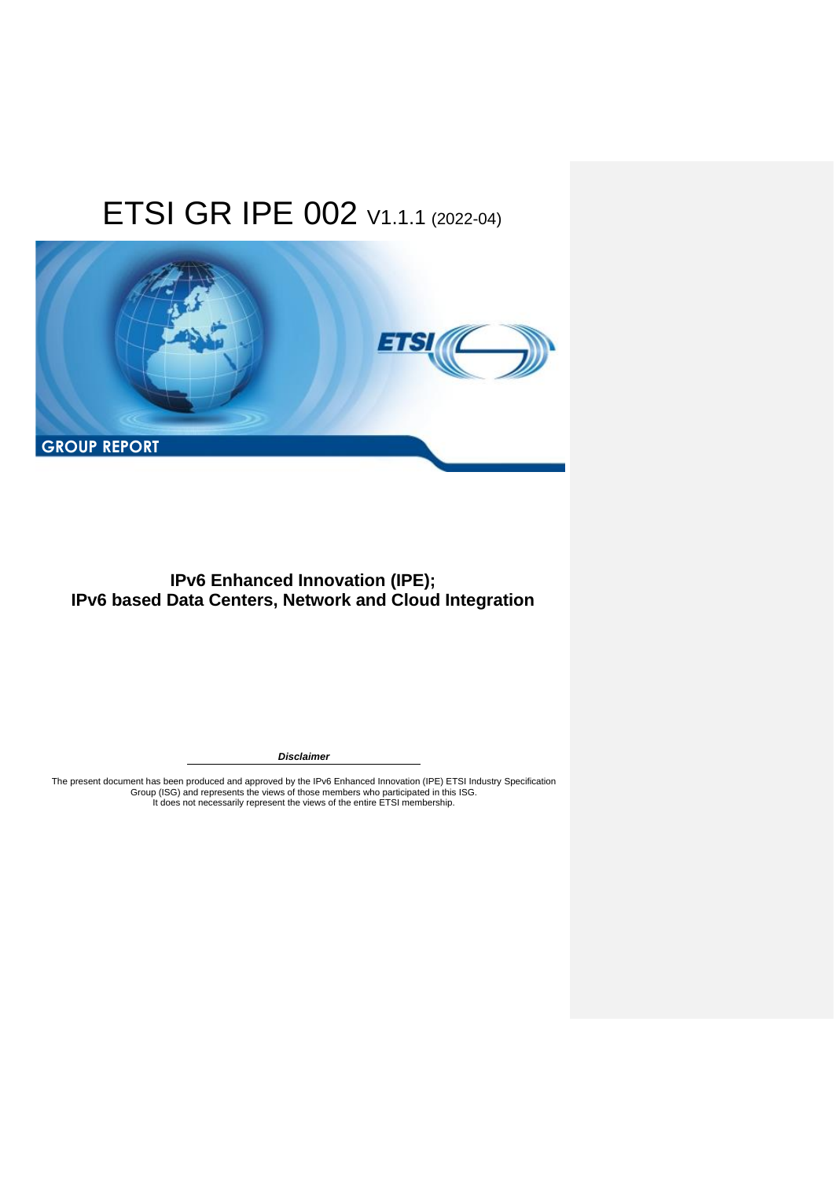# ETSI GR IPE 002 V1.1.1 (2022-04)

GROUP REPORT

**IPv6 Enhanced Innovation (IPE);**
**IPv6 based Data Centers, Network and Cloud Integration**

***Disclaimer***

The present document has been produced and approved by the IPv6 Enhanced Innovation (IPE) ETSI Industry Specification Group (ISG) and represents the views of those members who participated in this ISG.
It does not necessarily represent the views of the entire ETSI membership.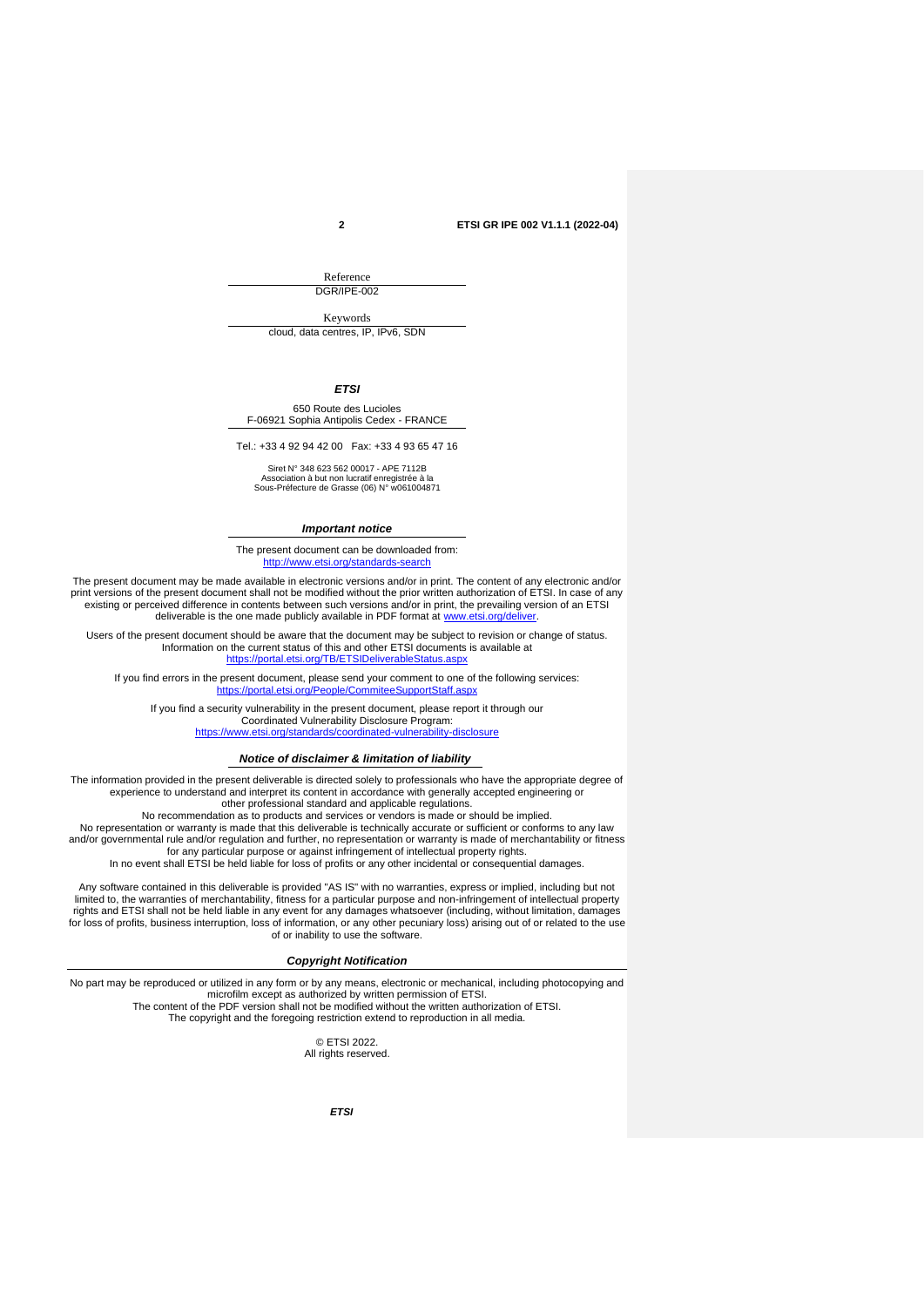Reference

DGR/IPE-002

Keywords

cloud, data centres, IP, IPv6, SDN

***ETSI***

650 Route des Lucioles
F-06921 Sophia Antipolis Cedex - FRANCE

Tel.: +33 4 92 94 42 00 Fax: +33 4 93 65 47 16

Siret N° 348 623 562 00017 - APE 7112B
Association à but non lucratif enregistrée à la
Sous-Préfecture de Grasse (06) N° w061004871

***Important notice***

The present document can be downloaded from:
http://www.etsi.org/standards-search

The present document may be made available in electronic versions and/or in print. The content of any electronic and/or print versions of the present document shall not be modified without the prior written authorization of ETSI. In case of any existing or perceived difference in contents between such versions and/or in print, the prevailing version of an ETSI deliverable is the one made publicly available in PDF format at www.etsi.org/deliver.

Users of the present document should be aware that the document may be subject to revision or change of status. Information on the current status of this and other ETSI documents is available at https://portal.etsi.org/TB/ETSIDeliverableStatus.aspx

If you find errors in the present document, please send your comment to one of the following services:
https://portal.etsi.org/People/CommiteeSupportStaff.aspx

If you find a security vulnerability in the present document, please report it through our Coordinated Vulnerability Disclosure Program:
https://www.etsi.org/standards/coordinated-vulnerability-disclosure

***Notice of disclaimer & limitation of liability***

The information provided in the present deliverable is directed solely to professionals who have the appropriate degree of experience to understand and interpret its content in accordance with generally accepted engineering or other professional standard and applicable regulations.
No recommendation as to products and services or vendors is made or should be implied.
No representation or warranty is made that this deliverable is technically accurate or sufficient or conforms to any law and/or governmental rule and/or regulation and further, no representation or warranty is made of merchantability or fitness for any particular purpose or against infringement of intellectual property rights.
In no event shall ETSI be held liable for loss of profits or any other incidental or consequential damages.

Any software contained in this deliverable is provided "AS IS" with no warranties, express or implied, including but not limited to, the warranties of merchantability, fitness for a particular purpose and non-infringement of intellectual property rights and ETSI shall not be held liable in any event for any damages whatsoever (including, without limitation, damages for loss of profits, business interruption, loss of information, or any other pecuniary loss) arising out of or related to the use of or inability to use the software.

***Copyright Notification***

No part may be reproduced or utilized in any form or by any means, electronic or mechanical, including photocopying and microfilm except as authorized by written permission of ETSI.
The content of the PDF version shall not be modified without the written authorization of ETSI.
The copyright and the foregoing restriction extend to reproduction in all media.

© ETSI 2022.
All rights reserved.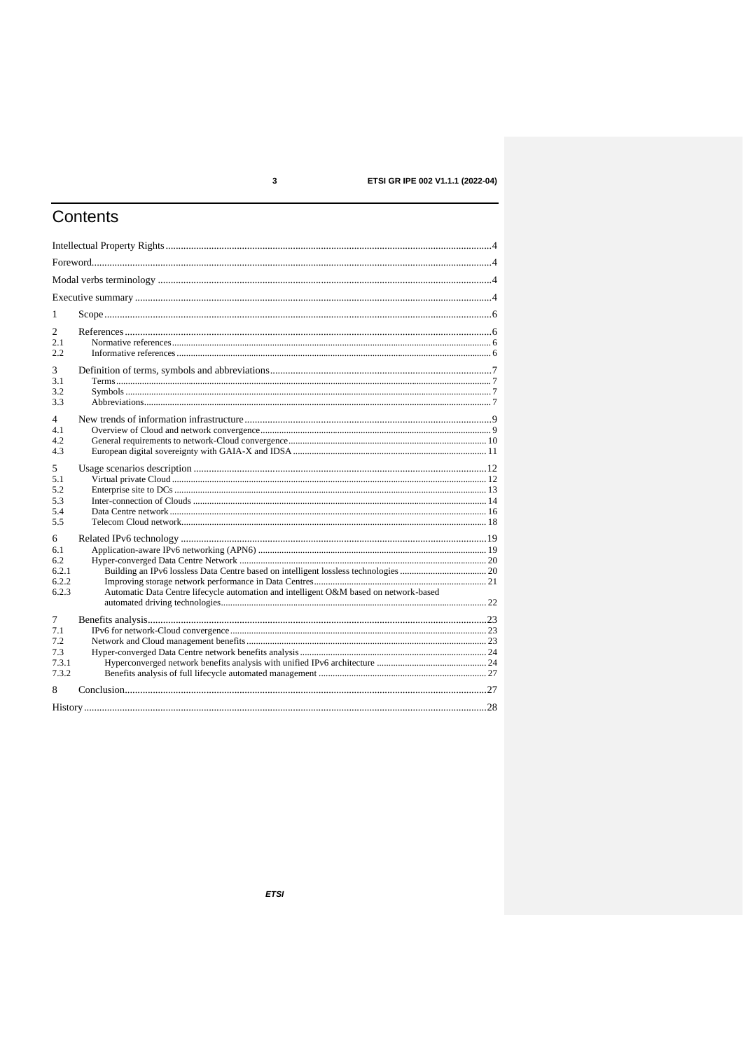# Contents

Intellectual Property Rights ....................................................................................................................4

Foreword....................................................................................................................................................4

Modal verbs terminology ..........................................................................................................................4

Executive summary ...................................................................................................................................4

1 Scope ......................................................................................................................................................6

2 References..............................................................................................................................................6

2.1 Normative references..........................................................................................................................6

2.2 Informative references........................................................................................................................6

3 Definition of terms, symbols and abbreviations.....................................................................................7

3.1 Terms...................................................................................................................................................7

3.2 Symbols ..............................................................................................................................................7

3.3 Abbreviations.......................................................................................................................................7

4 New trends of information infrastructure...............................................................................................9

4.1 Overview of Cloud and network convergence....................................................................................9

4.2 General requirements to network-Cloud convergence......................................................................10

4.3 European digital sovereignty with GAIA-X and IDSA.....................................................................11

5 Usage scenarios description .................................................................................................................12

5.1 Virtual private Cloud ........................................................................................................................12

5.2 Enterprise site to DCs .......................................................................................................................13

5.3 Inter-connection of Clouds ...............................................................................................................14

5.4 Data Centre network ........................................................................................................................16

5.5 Telecom Cloud network....................................................................................................................18

6 Related IPv6 technology .......................................................................................................................19

6.1 Application-aware IPv6 networking (APN6) ...................................................................................19

6.2 Hyper-converged Data Centre Network ...........................................................................................20

6.2.1 Building an IPv6 lossless Data Centre based on intelligent lossless technologies .........................20

6.2.2 Improving storage network performance in Data Centres..............................................................21

6.2.3 Automatic Data Centre lifecycle automation and intelligent O&M based on network-based automated driving technologies.........................................................................................................22

7 Benefits analysis....................................................................................................................................23

7.1 IPv6 for network-Cloud convergence...............................................................................................23

7.2 Network and Cloud management benefits.........................................................................................23

7.3 Hyper-converged Data Centre network benefits analysis..................................................................24

7.3.1 Hyperconverged network benefits analysis with unified IPv6 architecture ...................................24

7.3.2 Benefits analysis of full lifecycle automated management .............................................................27

8 Conclusion.............................................................................................................................................27

History .....................................................................................................................................................28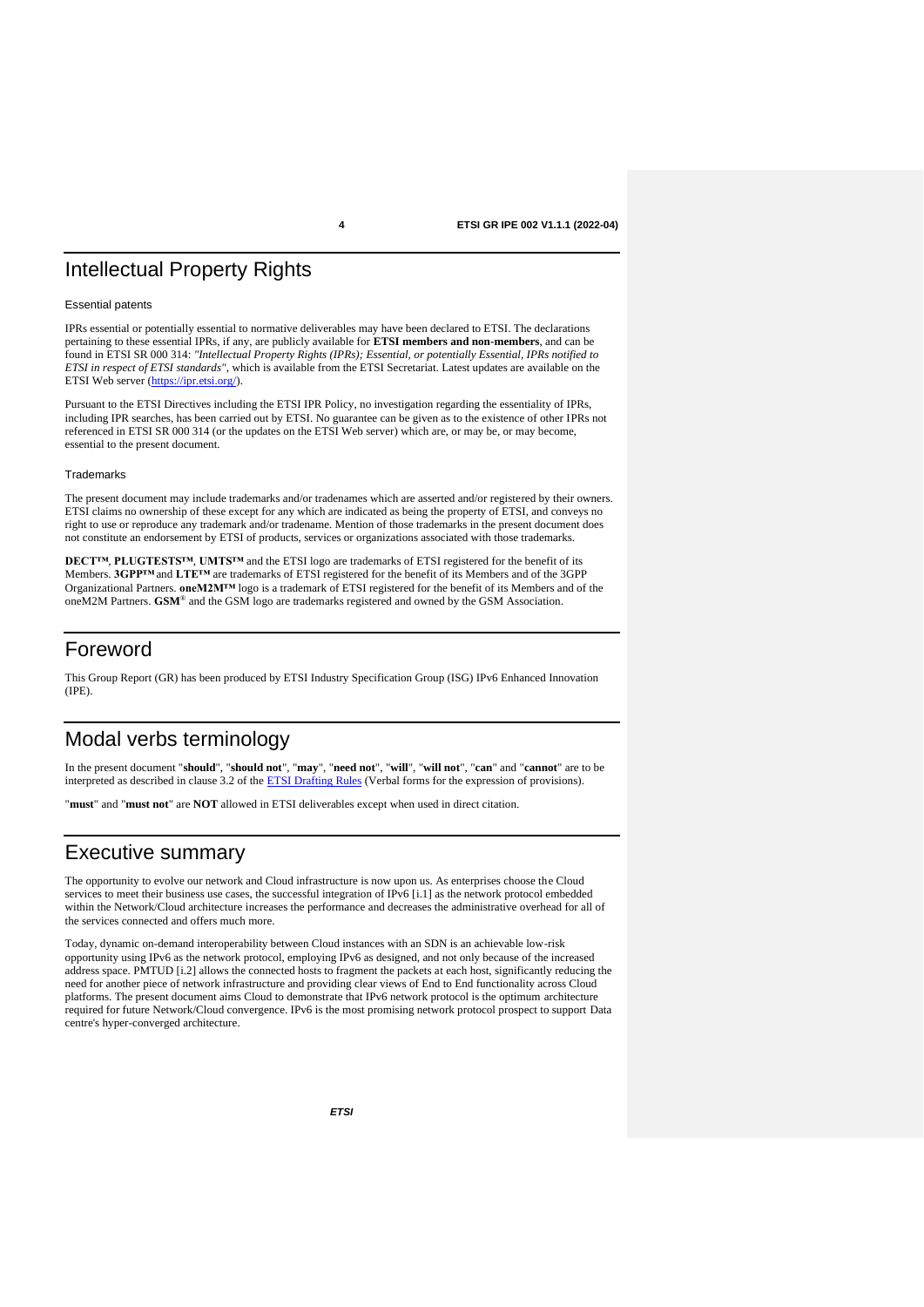# Intellectual Property Rights

Essential patents

IPRs essential or potentially essential to normative deliverables may have been declared to ETSI. The declarations pertaining to these essential IPRs, if any, are publicly available for **ETSI members and non-members**, and can be found in ETSI SR 000 314: *"Intellectual Property Rights (IPRs); Essential, or potentially Essential, IPRs notified to ETSI in respect of ETSI standards"*, which is available from the ETSI Secretariat. Latest updates are available on the ETSI Web server (https://ipr.etsi.org/).

Pursuant to the ETSI Directives including the ETSI IPR Policy, no investigation regarding the essentiality of IPRs, including IPR searches, has been carried out by ETSI. No guarantee can be given as to the existence of other IPRs not referenced in ETSI SR 000 314 (or the updates on the ETSI Web server) which are, or may be, or may become, essential to the present document.

Trademarks

The present document may include trademarks and/or tradenames which are asserted and/or registered by their owners. ETSI claims no ownership of these except for any which are indicated as being the property of ETSI, and conveys no right to use or reproduce any trademark and/or tradename. Mention of those trademarks in the present document does not constitute an endorsement by ETSI of products, services or organizations associated with those trademarks.

**DECT™**, **PLUGTESTS™**, **UMTS™** and the ETSI logo are trademarks of ETSI registered for the benefit of its Members. **3GPP™** and **LTE™** are trademarks of ETSI registered for the benefit of its Members and of the 3GPP Organizational Partners. **oneM2M™** logo is a trademark of ETSI registered for the benefit of its Members and of the oneM2M Partners. **GSM**® and the GSM logo are trademarks registered and owned by the GSM Association.

# Foreword

This Group Report (GR) has been produced by ETSI Industry Specification Group (ISG) IPv6 Enhanced Innovation (IPE).

# Modal verbs terminology

In the present document "**should**", "**should not**", "**may**", "**need not**", "**will**", "**will not**", "**can**" and "**cannot**" are to be interpreted as described in clause 3.2 of the ETSI Drafting Rules (Verbal forms for the expression of provisions).

"**must**" and "**must not**" are **NOT** allowed in ETSI deliverables except when used in direct citation.

# Executive summary

The opportunity to evolve our network and Cloud infrastructure is now upon us. As enterprises choose the Cloud services to meet their business use cases, the successful integration of IPv6 [i.1] as the network protocol embedded within the Network/Cloud architecture increases the performance and decreases the administrative overhead for all of the services connected and offers much more.

Today, dynamic on-demand interoperability between Cloud instances with an SDN is an achievable low-risk opportunity using IPv6 as the network protocol, employing IPv6 as designed, and not only because of the increased address space. PMTUD [i.2] allows the connected hosts to fragment the packets at each host, significantly reducing the need for another piece of network infrastructure and providing clear views of End to End functionality across Cloud platforms. The present document aims Cloud to demonstrate that IPv6 network protocol is the optimum architecture required for future Network/Cloud convergence. IPv6 is the most promising network protocol prospect to support Data centre's hyper-converged architecture.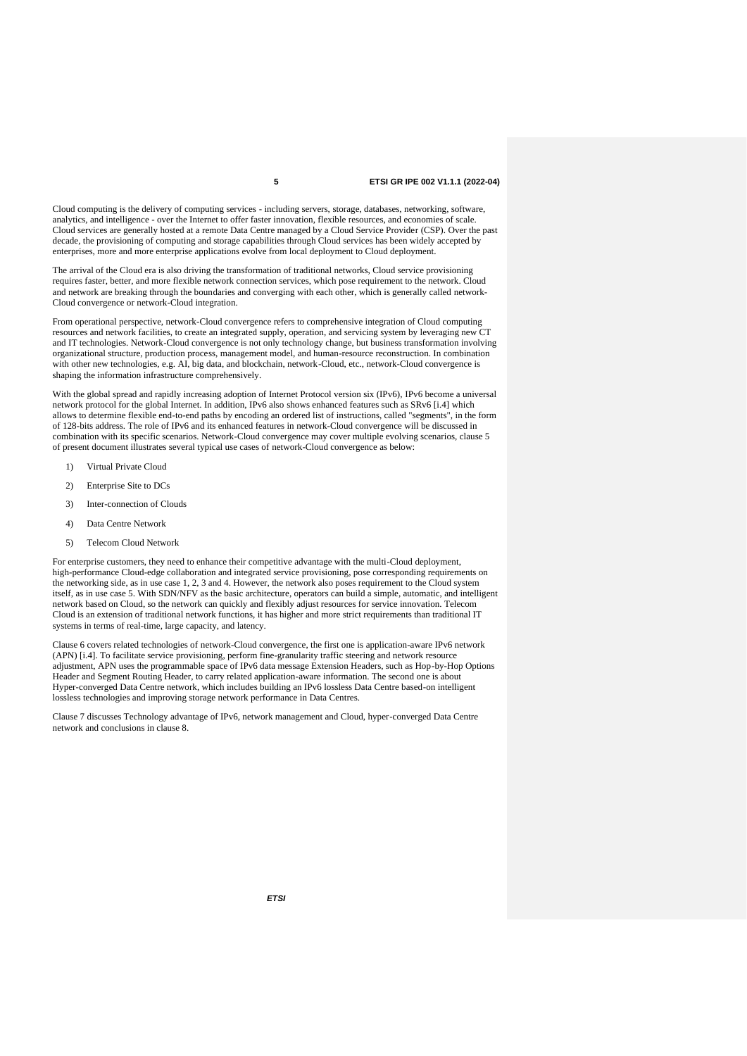Cloud computing is the delivery of computing services - including servers, storage, databases, networking, software, analytics, and intelligence - over the Internet to offer faster innovation, flexible resources, and economies of scale. Cloud services are generally hosted at a remote Data Centre managed by a Cloud Service Provider (CSP). Over the past decade, the provisioning of computing and storage capabilities through Cloud services has been widely accepted by enterprises, more and more enterprise applications evolve from local deployment to Cloud deployment.

The arrival of the Cloud era is also driving the transformation of traditional networks, Cloud service provisioning requires faster, better, and more flexible network connection services, which pose requirement to the network. Cloud and network are breaking through the boundaries and converging with each other, which is generally called network-Cloud convergence or network-Cloud integration.

From operational perspective, network-Cloud convergence refers to comprehensive integration of Cloud computing resources and network facilities, to create an integrated supply, operation, and servicing system by leveraging new CT and IT technologies. Network-Cloud convergence is not only technology change, but business transformation involving organizational structure, production process, management model, and human-resource reconstruction. In combination with other new technologies, e.g. AI, big data, and blockchain, network-Cloud, etc., network-Cloud convergence is shaping the information infrastructure comprehensively.

With the global spread and rapidly increasing adoption of Internet Protocol version six (IPv6), IPv6 become a universal network protocol for the global Internet. In addition, IPv6 also shows enhanced features such as SRv6 [i.4] which allows to determine flexible end-to-end paths by encoding an ordered list of instructions, called "segments", in the form of 128-bits address. The role of IPv6 and its enhanced features in network-Cloud convergence will be discussed in combination with its specific scenarios. Network-Cloud convergence may cover multiple evolving scenarios, clause 5 of present document illustrates several typical use cases of network-Cloud convergence as below:

1) Virtual Private Cloud
2) Enterprise Site to DCs
3) Inter-connection of Clouds
4) Data Centre Network
5) Telecom Cloud Network

For enterprise customers, they need to enhance their competitive advantage with the multi-Cloud deployment, high-performance Cloud-edge collaboration and integrated service provisioning, pose corresponding requirements on the networking side, as in use case 1, 2, 3 and 4. However, the network also poses requirement to the Cloud system itself, as in use case 5. With SDN/NFV as the basic architecture, operators can build a simple, automatic, and intelligent network based on Cloud, so the network can quickly and flexibly adjust resources for service innovation. Telecom Cloud is an extension of traditional network functions, it has higher and more strict requirements than traditional IT systems in terms of real-time, large capacity, and latency.

Clause 6 covers related technologies of network-Cloud convergence, the first one is application-aware IPv6 network (APN) [i.4]. To facilitate service provisioning, perform fine-granularity traffic steering and network resource adjustment, APN uses the programmable space of IPv6 data message Extension Headers, such as Hop-by-Hop Options Header and Segment Routing Header, to carry related application-aware information. The second one is about Hyper-converged Data Centre network, which includes building an IPv6 lossless Data Centre based-on intelligent lossless technologies and improving storage network performance in Data Centres.

Clause 7 discusses Technology advantage of IPv6, network management and Cloud, hyper-converged Data Centre network and conclusions in clause 8.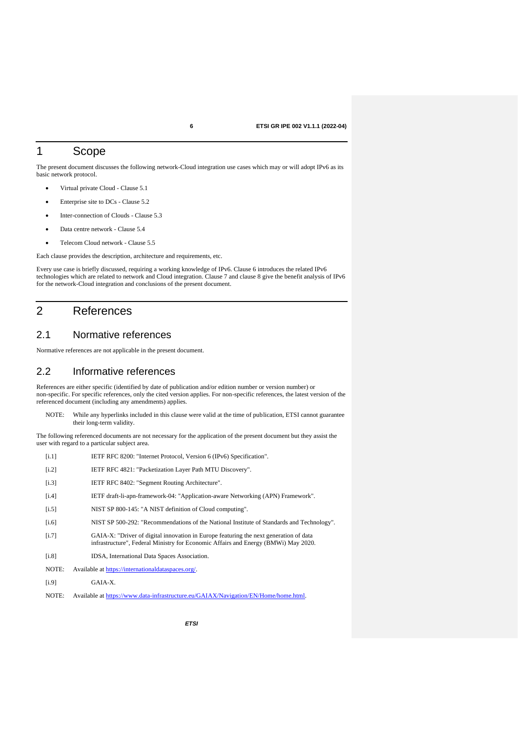# 1 Scope

The present document discusses the following network-Cloud integration use cases which may or will adopt IPv6 as its basic network protocol.

- Virtual private Cloud - Clause 5.1
- Enterprise site to DCs - Clause 5.2
- Inter-connection of Clouds - Clause 5.3
- Data centre network - Clause 5.4
- Telecom Cloud network - Clause 5.5

Each clause provides the description, architecture and requirements, etc.

Every use case is briefly discussed, requiring a working knowledge of IPv6. Clause 6 introduces the related IPv6 technologies which are related to network and Cloud integration. Clause 7 and clause 8 give the benefit analysis of IPv6 for the network-Cloud integration and conclusions of the present document.

# 2 References

## 2.1 Normative references

Normative references are not applicable in the present document.

## 2.2 Informative references

References are either specific (identified by date of publication and/or edition number or version number) or non-specific. For specific references, only the cited version applies. For non-specific references, the latest version of the referenced document (including any amendments) applies.

NOTE: While any hyperlinks included in this clause were valid at the time of publication, ETSI cannot guarantee their long-term validity.

The following referenced documents are not necessary for the application of the present document but they assist the user with regard to a particular subject area.

[i.1] IETF RFC 8200: "Internet Protocol, Version 6 (IPv6) Specification".

[i.2] IETF RFC 4821: "Packetization Layer Path MTU Discovery".

[i.3] IETF RFC 8402: "Segment Routing Architecture".

[i.4] IETF draft-li-apn-framework-04: "Application-aware Networking (APN) Framework".

[i.5] NIST SP 800-145: "A NIST definition of Cloud computing".

[i.6] NIST SP 500-292: "Recommendations of the National Institute of Standards and Technology".

[i.7] GAIA-X: "Driver of digital innovation in Europe featuring the next generation of data infrastructure", Federal Ministry for Economic Affairs and Energy (BMWi) May 2020.

[i.8] IDSA, International Data Spaces Association.

NOTE: Available at https://internationaldataspaces.org/.

[i.9] GAIA-X.

NOTE: Available at https://www.data-infrastructure.eu/GAIAX/Navigation/EN/Home/home.html.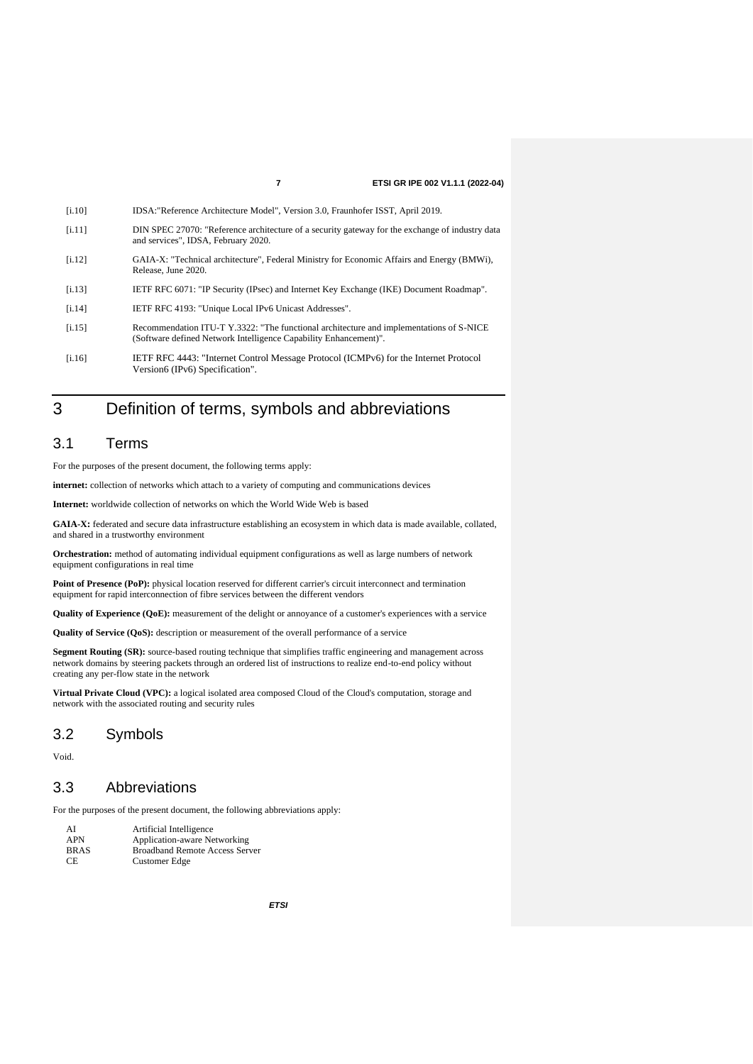[i.10] IDSA:"Reference Architecture Model", Version 3.0, Fraunhofer ISST, April 2019.

[i.11] DIN SPEC 27070: "Reference architecture of a security gateway for the exchange of industry data and services", IDSA, February 2020.

[i.12] GAIA-X: "Technical architecture", Federal Ministry for Economic Affairs and Energy (BMWi), Release, June 2020.

[i.13] IETF RFC 6071: "IP Security (IPsec) and Internet Key Exchange (IKE) Document Roadmap".

[i.14] IETF RFC 4193: "Unique Local IPv6 Unicast Addresses".

[i.15] Recommendation ITU-T Y.3322: "The functional architecture and implementations of S-NICE (Software defined Network Intelligence Capability Enhancement)".

[i.16] IETF RFC 4443: "Internet Control Message Protocol (ICMPv6) for the Internet Protocol Version6 (IPv6) Specification".

# 3 Definition of terms, symbols and abbreviations

## 3.1 Terms

For the purposes of the present document, the following terms apply:

**internet:** collection of networks which attach to a variety of computing and communications devices

**Internet:** worldwide collection of networks on which the World Wide Web is based

**GAIA-X:** federated and secure data infrastructure establishing an ecosystem in which data is made available, collated, and shared in a trustworthy environment

**Orchestration:** method of automating individual equipment configurations as well as large numbers of network equipment configurations in real time

**Point of Presence (PoP):** physical location reserved for different carrier's circuit interconnect and termination equipment for rapid interconnection of fibre services between the different vendors

**Quality of Experience (QoE):** measurement of the delight or annoyance of a customer's experiences with a service

**Quality of Service (QoS):** description or measurement of the overall performance of a service

**Segment Routing (SR):** source-based routing technique that simplifies traffic engineering and management across network domains by steering packets through an ordered list of instructions to realize end-to-end policy without creating any per-flow state in the network

**Virtual Private Cloud (VPC):** a logical isolated area composed Cloud of the Cloud's computation, storage and network with the associated routing and security rules

## 3.2 Symbols

Void.

## 3.3 Abbreviations

For the purposes of the present document, the following abbreviations apply:

AI Artificial Intelligence
APN Application-aware Networking
BRAS Broadband Remote Access Server
CE Customer Edge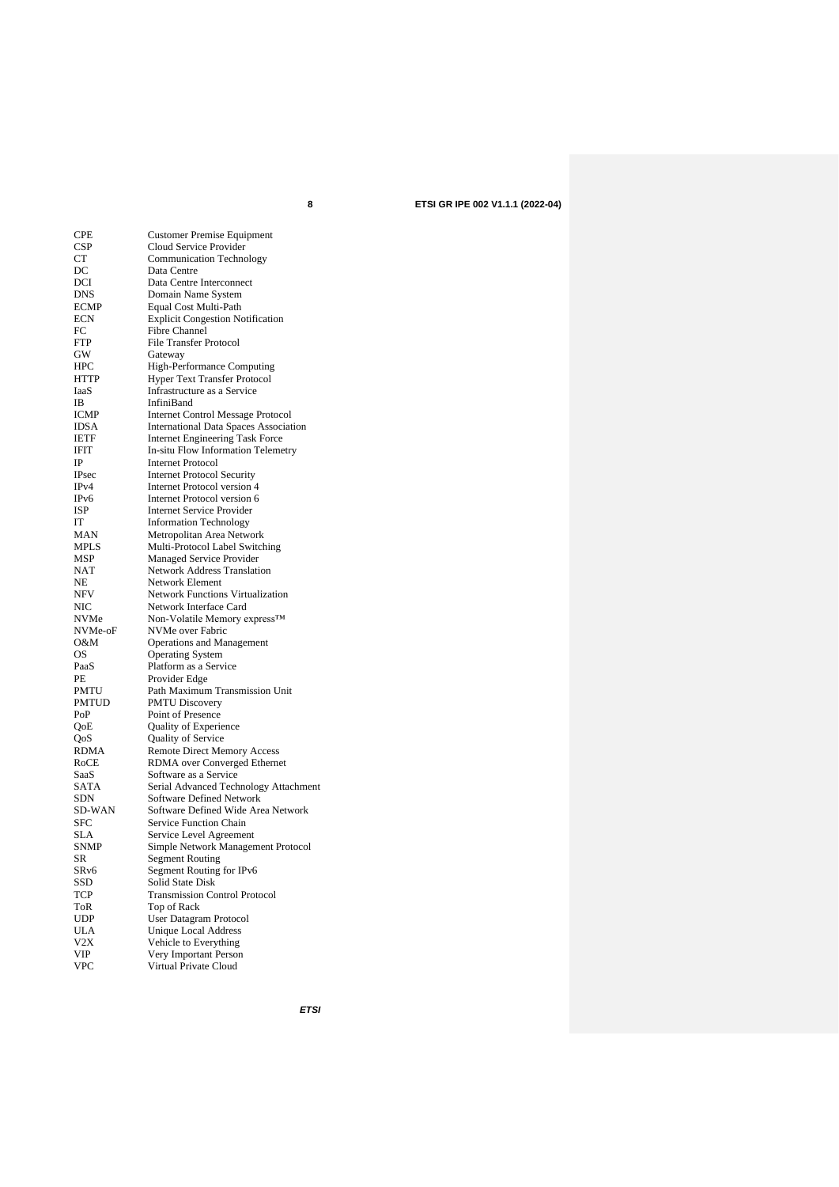| | |
|---|---|
| CPE | Customer Premise Equipment |
| CSP | Cloud Service Provider |
| CT | Communication Technology |
| DC | Data Centre |
| DCI | Data Centre Interconnect |
| DNS | Domain Name System |
| ECMP | Equal Cost Multi-Path |
| ECN | Explicit Congestion Notification |
| FC | Fibre Channel |
| FTP | File Transfer Protocol |
| GW | Gateway |
| HPC | High-Performance Computing |
| HTTP | Hyper Text Transfer Protocol |
| IaaS | Infrastructure as a Service |
| IB | InfiniBand |
| ICMP | Internet Control Message Protocol |
| IDSA | International Data Spaces Association |
| IETF | Internet Engineering Task Force |
| IFIT | In-situ Flow Information Telemetry |
| IP | Internet Protocol |
| IPsec | Internet Protocol Security |
| IPv4 | Internet Protocol version 4 |
| IPv6 | Internet Protocol version 6 |
| ISP | Internet Service Provider |
| IT | Information Technology |
| MAN | Metropolitan Area Network |
| MPLS | Multi-Protocol Label Switching |
| MSP | Managed Service Provider |
| NAT | Network Address Translation |
| NE | Network Element |
| NFV | Network Functions Virtualization |
| NIC | Network Interface Card |
| NVMe | Non-Volatile Memory express™ |
| NVMe-oF | NVMe over Fabric |
| O&M | Operations and Management |
| OS | Operating System |
| PaaS | Platform as a Service |
| PE | Provider Edge |
| PMTU | Path Maximum Transmission Unit |
| PMTUD | PMTU Discovery |
| PoP | Point of Presence |
| QoE | Quality of Experience |
| QoS | Quality of Service |
| RDMA | Remote Direct Memory Access |
| RoCE | RDMA over Converged Ethernet |
| SaaS | Software as a Service |
| SATA | Serial Advanced Technology Attachment |
| SDN | Software Defined Network |
| SD-WAN | Software Defined Wide Area Network |
| SFC | Service Function Chain |
| SLA | Service Level Agreement |
| SNMP | Simple Network Management Protocol |
| SR | Segment Routing |
| SRv6 | Segment Routing for IPv6 |
| SSD | Solid State Disk |
| TCP | Transmission Control Protocol |
| ToR | Top of Rack |
| UDP | User Datagram Protocol |
| ULA | Unique Local Address |
| V2X | Vehicle to Everything |
| VIP | Very Important Person |
| VPC | Virtual Private Cloud |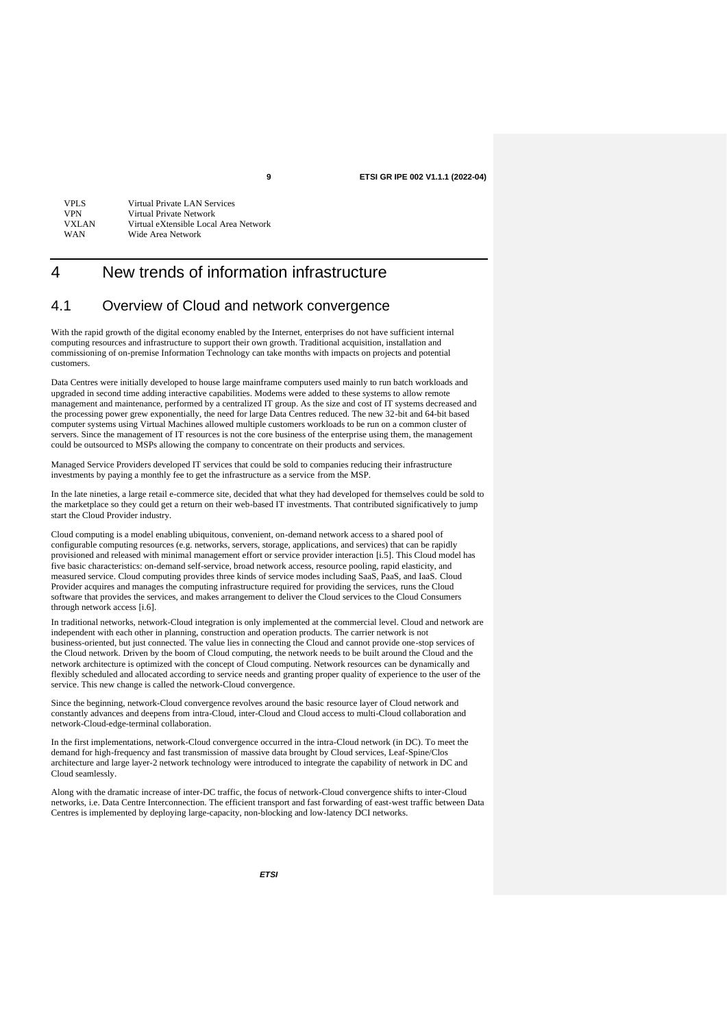| | |
|---|---|
| VPLS | Virtual Private LAN Services |
| VPN | Virtual Private Network |
| VXLAN | Virtual eXtensible Local Area Network |
| WAN | Wide Area Network |

# 4 New trends of information infrastructure

## 4.1 Overview of Cloud and network convergence

With the rapid growth of the digital economy enabled by the Internet, enterprises do not have sufficient internal computing resources and infrastructure to support their own growth. Traditional acquisition, installation and commissioning of on-premise Information Technology can take months with impacts on projects and potential customers.

Data Centres were initially developed to house large mainframe computers used mainly to run batch workloads and upgraded in second time adding interactive capabilities. Modems were added to these systems to allow remote management and maintenance, performed by a centralized IT group. As the size and cost of IT systems decreased and the processing power grew exponentially, the need for large Data Centres reduced. The new 32-bit and 64-bit based computer systems using Virtual Machines allowed multiple customers workloads to be run on a common cluster of servers. Since the management of IT resources is not the core business of the enterprise using them, the management could be outsourced to MSPs allowing the company to concentrate on their products and services.

Managed Service Providers developed IT services that could be sold to companies reducing their infrastructure investments by paying a monthly fee to get the infrastructure as a service from the MSP.

In the late nineties, a large retail e-commerce site, decided that what they had developed for themselves could be sold to the marketplace so they could get a return on their web-based IT investments. That contributed significatively to jump start the Cloud Provider industry.

Cloud computing is a model enabling ubiquitous, convenient, on-demand network access to a shared pool of configurable computing resources (e.g. networks, servers, storage, applications, and services) that can be rapidly provisioned and released with minimal management effort or service provider interaction [i.5]. This Cloud model has five basic characteristics: on-demand self-service, broad network access, resource pooling, rapid elasticity, and measured service. Cloud computing provides three kinds of service modes including SaaS, PaaS, and IaaS. Cloud Provider acquires and manages the computing infrastructure required for providing the services, runs the Cloud software that provides the services, and makes arrangement to deliver the Cloud services to the Cloud Consumers through network access [i.6].

In traditional networks, network-Cloud integration is only implemented at the commercial level. Cloud and network are independent with each other in planning, construction and operation products. The carrier network is not business-oriented, but just connected. The value lies in connecting the Cloud and cannot provide one-stop services of the Cloud network. Driven by the boom of Cloud computing, the network needs to be built around the Cloud and the network architecture is optimized with the concept of Cloud computing. Network resources can be dynamically and flexibly scheduled and allocated according to service needs and granting proper quality of experience to the user of the service. This new change is called the network-Cloud convergence.

Since the beginning, network-Cloud convergence revolves around the basic resource layer of Cloud network and constantly advances and deepens from intra-Cloud, inter-Cloud and Cloud access to multi-Cloud collaboration and network-Cloud-edge-terminal collaboration.

In the first implementations, network-Cloud convergence occurred in the intra-Cloud network (in DC). To meet the demand for high-frequency and fast transmission of massive data brought by Cloud services, Leaf-Spine/Clos architecture and large layer-2 network technology were introduced to integrate the capability of network in DC and Cloud seamlessly.

Along with the dramatic increase of inter-DC traffic, the focus of network-Cloud convergence shifts to inter-Cloud networks, i.e. Data Centre Interconnection. The efficient transport and fast forwarding of east-west traffic between Data Centres is implemented by deploying large-capacity, non-blocking and low-latency DCI networks.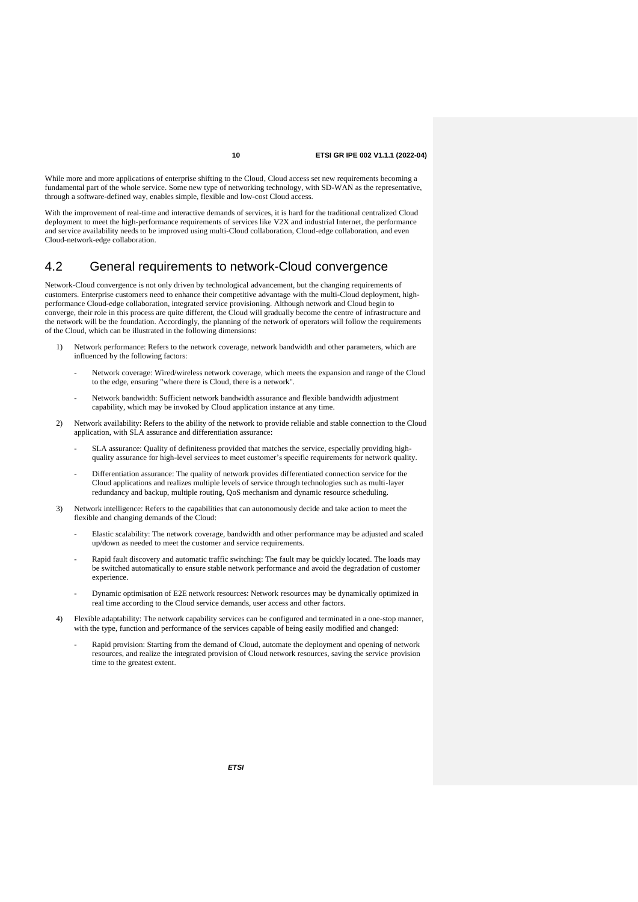While more and more applications of enterprise shifting to the Cloud, Cloud access set new requirements becoming a fundamental part of the whole service. Some new type of networking technology, with SD-WAN as the representative, through a software-defined way, enables simple, flexible and low-cost Cloud access.

With the improvement of real-time and interactive demands of services, it is hard for the traditional centralized Cloud deployment to meet the high-performance requirements of services like V2X and industrial Internet, the performance and service availability needs to be improved using multi-Cloud collaboration, Cloud-edge collaboration, and even Cloud-network-edge collaboration.

## 4.2 General requirements to network-Cloud convergence

Network-Cloud convergence is not only driven by technological advancement, but the changing requirements of customers. Enterprise customers need to enhance their competitive advantage with the multi-Cloud deployment, high-performance Cloud-edge collaboration, integrated service provisioning. Although network and Cloud begin to converge, their role in this process are quite different, the Cloud will gradually become the centre of infrastructure and the network will be the foundation. Accordingly, the planning of the network of operators will follow the requirements of the Cloud, which can be illustrated in the following dimensions:

1) Network performance: Refers to the network coverage, network bandwidth and other parameters, which are influenced by the following factors:
   - Network coverage: Wired/wireless network coverage, which meets the expansion and range of the Cloud to the edge, ensuring "where there is Cloud, there is a network".
   - Network bandwidth: Sufficient network bandwidth assurance and flexible bandwidth adjustment capability, which may be invoked by Cloud application instance at any time.
2) Network availability: Refers to the ability of the network to provide reliable and stable connection to the Cloud application, with SLA assurance and differentiation assurance:
   - SLA assurance: Quality of definiteness provided that matches the service, especially providing high-quality assurance for high-level services to meet customer's specific requirements for network quality.
   - Differentiation assurance: The quality of network provides differentiated connection service for the Cloud applications and realizes multiple levels of service through technologies such as multi-layer redundancy and backup, multiple routing, QoS mechanism and dynamic resource scheduling.
3) Network intelligence: Refers to the capabilities that can autonomously decide and take action to meet the flexible and changing demands of the Cloud:
   - Elastic scalability: The network coverage, bandwidth and other performance may be adjusted and scaled up/down as needed to meet the customer and service requirements.
   - Rapid fault discovery and automatic traffic switching: The fault may be quickly located. The loads may be switched automatically to ensure stable network performance and avoid the degradation of customer experience.
   - Dynamic optimisation of E2E network resources: Network resources may be dynamically optimized in real time according to the Cloud service demands, user access and other factors.
4) Flexible adaptability: The network capability services can be configured and terminated in a one-stop manner, with the type, function and performance of the services capable of being easily modified and changed:
   - Rapid provision: Starting from the demand of Cloud, automate the deployment and opening of network resources, and realize the integrated provision of Cloud network resources, saving the service provision time to the greatest extent.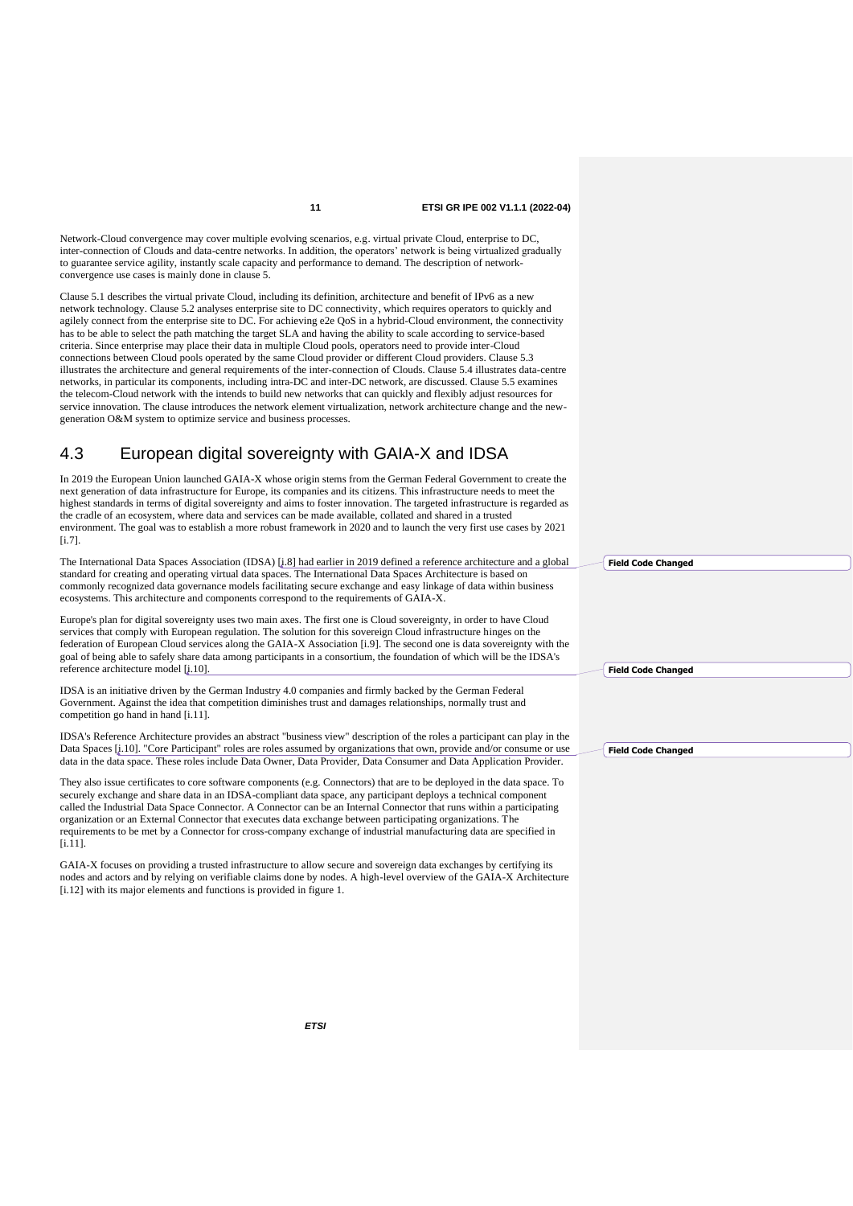Network-Cloud convergence may cover multiple evolving scenarios, e.g. virtual private Cloud, enterprise to DC, inter-connection of Clouds and data-centre networks. In addition, the operators' network is being virtualized gradually to guarantee service agility, instantly scale capacity and performance to demand. The description of network-convergence use cases is mainly done in clause 5.

Clause 5.1 describes the virtual private Cloud, including its definition, architecture and benefit of IPv6 as a new network technology. Clause 5.2 analyses enterprise site to DC connectivity, which requires operators to quickly and agilely connect from the enterprise site to DC. For achieving e2e QoS in a hybrid-Cloud environment, the connectivity has to be able to select the path matching the target SLA and having the ability to scale according to service-based criteria. Since enterprise may place their data in multiple Cloud pools, operators need to provide inter-Cloud connections between Cloud pools operated by the same Cloud provider or different Cloud providers. Clause 5.3 illustrates the architecture and general requirements of the inter-connection of Clouds. Clause 5.4 illustrates data-centre networks, in particular its components, including intra-DC and inter-DC network, are discussed. Clause 5.5 examines the telecom-Cloud network with the intends to build new networks that can quickly and flexibly adjust resources for service innovation. The clause introduces the network element virtualization, network architecture change and the new-generation O&M system to optimize service and business processes.

## 4.3 European digital sovereignty with GAIA-X and IDSA

In 2019 the European Union launched GAIA-X whose origin stems from the German Federal Government to create the next generation of data infrastructure for Europe, its companies and its citizens. This infrastructure needs to meet the highest standards in terms of digital sovereignty and aims to foster innovation. The targeted infrastructure is regarded as the cradle of an ecosystem, where data and services can be made available, collated and shared in a trusted environment. The goal was to establish a more robust framework in 2020 and to launch the very first use cases by 2021 [i.7].

The International Data Spaces Association (IDSA) [i.8] had earlier in 2019 defined a reference architecture and a global standard for creating and operating virtual data spaces. The International Data Spaces Architecture is based on commonly recognized data governance models facilitating secure exchange and easy linkage of data within business ecosystems. This architecture and components correspond to the requirements of GAIA-X.

Europe's plan for digital sovereignty uses two main axes. The first one is Cloud sovereignty, in order to have Cloud services that comply with European regulation. The solution for this sovereign Cloud infrastructure hinges on the federation of European Cloud services along the GAIA-X Association [i.9]. The second one is data sovereignty with the goal of being able to safely share data among participants in a consortium, the foundation of which will be the IDSA's reference architecture model [i.10].

IDSA is an initiative driven by the German Industry 4.0 companies and firmly backed by the German Federal Government. Against the idea that competition diminishes trust and damages relationships, normally trust and competition go hand in hand [i.11].

IDSA's Reference Architecture provides an abstract "business view" description of the roles a participant can play in the Data Spaces [i.10]. "Core Participant" roles are roles assumed by organizations that own, provide and/or consume or use data in the data space. These roles include Data Owner, Data Provider, Data Consumer and Data Application Provider.

They also issue certificates to core software components (e.g. Connectors) that are to be deployed in the data space. To securely exchange and share data in an IDSA-compliant data space, any participant deploys a technical component called the Industrial Data Space Connector. A Connector can be an Internal Connector that runs within a participating organization or an External Connector that executes data exchange between participating organizations. The requirements to be met by a Connector for cross-company exchange of industrial manufacturing data are specified in [i.11].

GAIA-X focuses on providing a trusted infrastructure to allow secure and sovereign data exchanges by certifying its nodes and actors and by relying on verifiable claims done by nodes. A high-level overview of the GAIA-X Architecture [i.12] with its major elements and functions is provided in figure 1.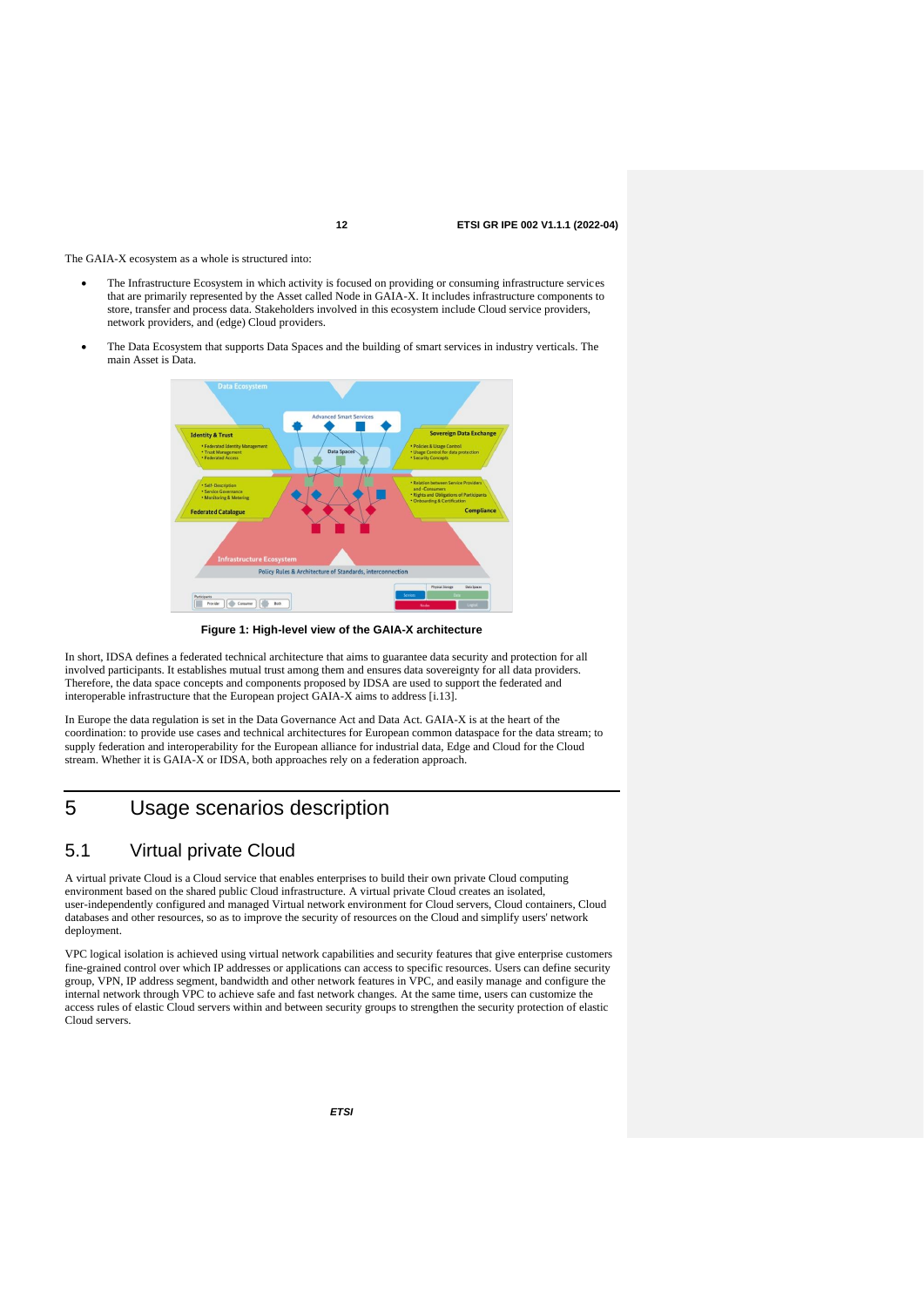The GAIA-X ecosystem as a whole is structured into:

- The Infrastructure Ecosystem in which activity is focused on providing or consuming infrastructure services that are primarily represented by the Asset called Node in GAIA-X. It includes infrastructure components to store, transfer and process data. Stakeholders involved in this ecosystem include Cloud service providers, network providers, and (edge) Cloud providers.
- The Data Ecosystem that supports Data Spaces and the building of smart services in industry verticals. The main Asset is Data.

**Figure 1: High-level view of the GAIA-X architecture**

In short, IDSA defines a federated technical architecture that aims to guarantee data security and protection for all involved participants. It establishes mutual trust among them and ensures data sovereignty for all data providers. Therefore, the data space concepts and components proposed by IDSA are used to support the federated and interoperable infrastructure that the European project GAIA-X aims to address [i.13].

In Europe the data regulation is set in the Data Governance Act and Data Act. GAIA-X is at the heart of the coordination: to provide use cases and technical architectures for European common dataspace for the data stream; to supply federation and interoperability for the European alliance for industrial data, Edge and Cloud for the Cloud stream. Whether it is GAIA-X or IDSA, both approaches rely on a federation approach.

# 5 Usage scenarios description

## 5.1 Virtual private Cloud

A virtual private Cloud is a Cloud service that enables enterprises to build their own private Cloud computing environment based on the shared public Cloud infrastructure. A virtual private Cloud creates an isolated, user-independently configured and managed Virtual network environment for Cloud servers, Cloud containers, Cloud databases and other resources, so as to improve the security of resources on the Cloud and simplify users' network deployment.

VPC logical isolation is achieved using virtual network capabilities and security features that give enterprise customers fine-grained control over which IP addresses or applications can access to specific resources. Users can define security group, VPN, IP address segment, bandwidth and other network features in VPC, and easily manage and configure the internal network through VPC to achieve safe and fast network changes. At the same time, users can customize the access rules of elastic Cloud servers within and between security groups to strengthen the security protection of elastic Cloud servers.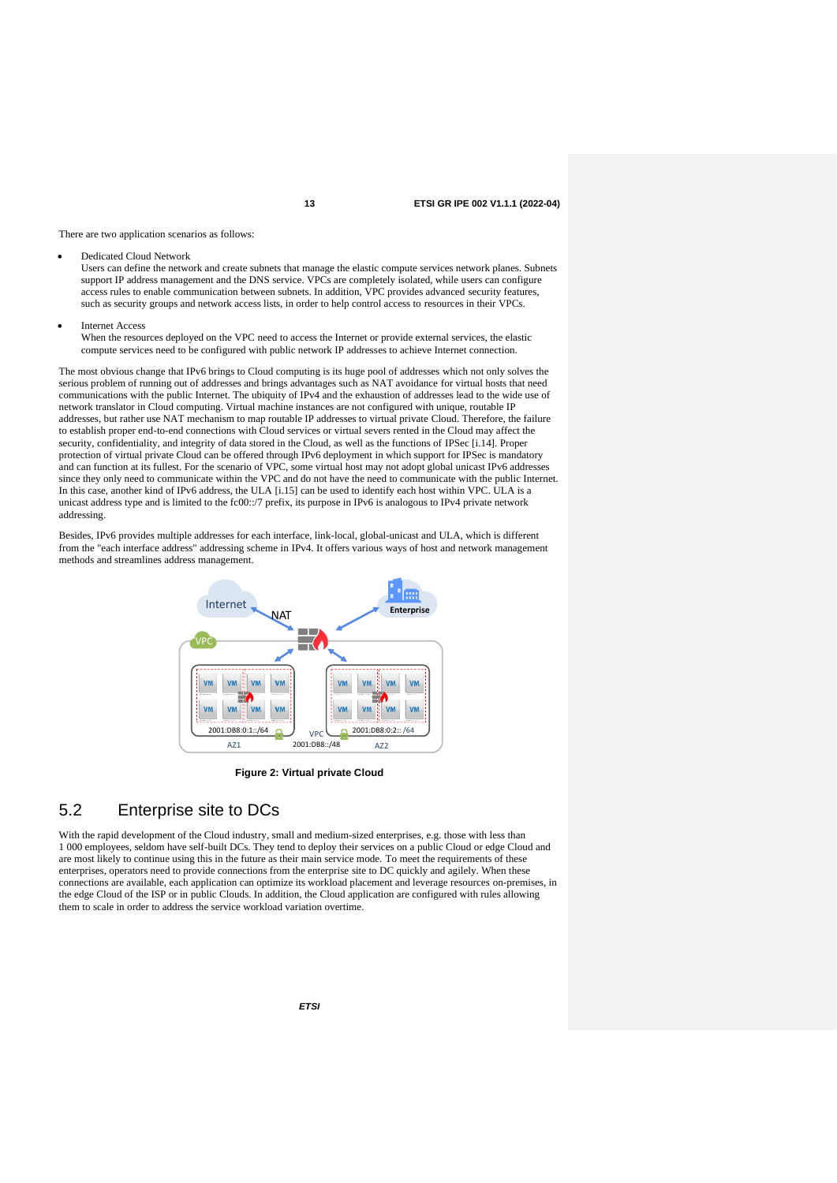There are two application scenarios as follows:

- Dedicated Cloud Network
  Users can define the network and create subnets that manage the elastic compute services network planes. Subnets support IP address management and the DNS service. VPCs are completely isolated, while users can configure access rules to enable communication between subnets. In addition, VPC provides advanced security features, such as security groups and network access lists, in order to help control access to resources in their VPCs.

- Internet Access
  When the resources deployed on the VPC need to access the Internet or provide external services, the elastic compute services need to be configured with public network IP addresses to achieve Internet connection.

The most obvious change that IPv6 brings to Cloud computing is its huge pool of addresses which not only solves the serious problem of running out of addresses and brings advantages such as NAT avoidance for virtual hosts that need communications with the public Internet. The ubiquity of IPv4 and the exhaustion of addresses lead to the wide use of network translator in Cloud computing. Virtual machine instances are not configured with unique, routable IP addresses, but rather use NAT mechanism to map routable IP addresses to virtual private Cloud. Therefore, the failure to establish proper end-to-end connections with Cloud services or virtual severs rented in the Cloud may affect the security, confidentiality, and integrity of data stored in the Cloud, as well as the functions of IPSec [i.14]. Proper protection of virtual private Cloud can be offered through IPv6 deployment in which support for IPSec is mandatory and can function at its fullest. For the scenario of VPC, some virtual host may not adopt global unicast IPv6 addresses since they only need to communicate within the VPC and do not have the need to communicate with the public Internet. In this case, another kind of IPv6 address, the ULA [i.15] can be used to identify each host within VPC. ULA is a unicast address type and is limited to the fc00::/7 prefix, its purpose in IPv6 is analogous to IPv4 private network addressing.

Besides, IPv6 provides multiple addresses for each interface, link-local, global-unicast and ULA, which is different from the "each interface address" addressing scheme in IPv4. It offers various ways of host and network management methods and streamlines address management.

**Figure 2: Virtual private Cloud**

## 5.2 Enterprise site to DCs

With the rapid development of the Cloud industry, small and medium-sized enterprises, e.g. those with less than 1 000 employees, seldom have self-built DCs. They tend to deploy their services on a public Cloud or edge Cloud and are most likely to continue using this in the future as their main service mode. To meet the requirements of these enterprises, operators need to provide connections from the enterprise site to DC quickly and agilely. When these connections are available, each application can optimize its workload placement and leverage resources on-premises, in the edge Cloud of the ISP or in public Clouds. In addition, the Cloud application are configured with rules allowing them to scale in order to address the service workload variation overtime.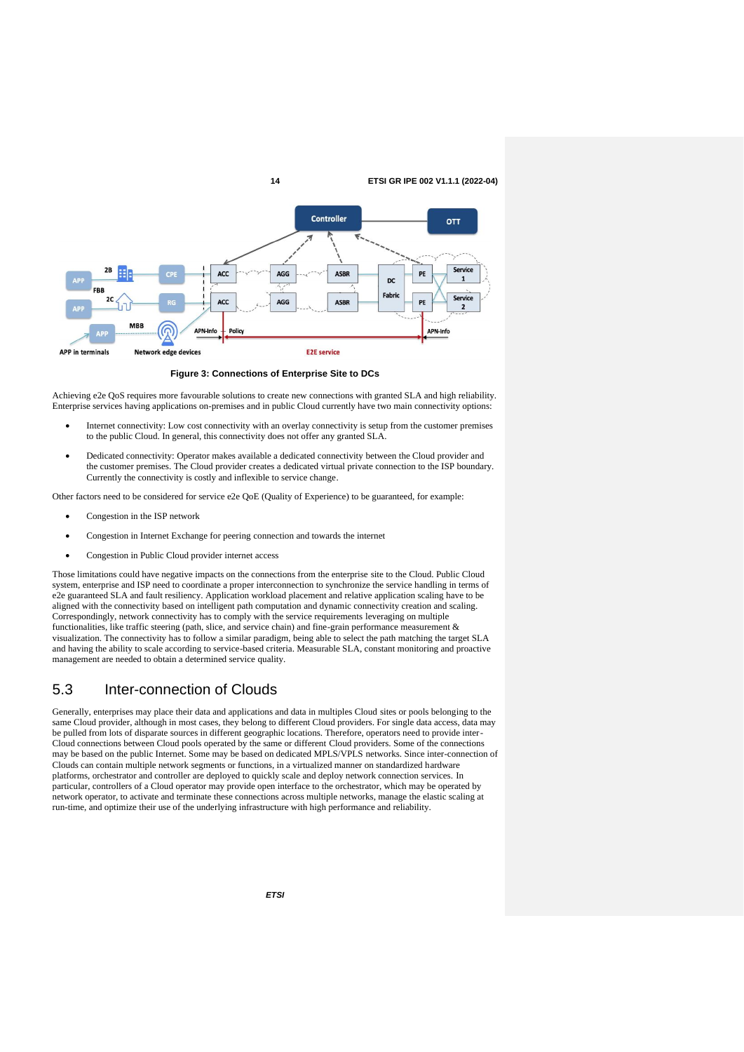Figure 3: Connections of Enterprise Site to DCs

Achieving e2e QoS requires more favourable solutions to create new connections with granted SLA and high reliability. Enterprise services having applications on-premises and in public Cloud currently have two main connectivity options:

- Internet connectivity: Low cost connectivity with an overlay connectivity is setup from the customer premises to the public Cloud. In general, this connectivity does not offer any granted SLA.
- Dedicated connectivity: Operator makes available a dedicated connectivity between the Cloud provider and the customer premises. The Cloud provider creates a dedicated virtual private connection to the ISP boundary. Currently the connectivity is costly and inflexible to service change.

Other factors need to be considered for service e2e QoE (Quality of Experience) to be guaranteed, for example:

- Congestion in the ISP network
- Congestion in Internet Exchange for peering connection and towards the internet
- Congestion in Public Cloud provider internet access

Those limitations could have negative impacts on the connections from the enterprise site to the Cloud. Public Cloud system, enterprise and ISP need to coordinate a proper interconnection to synchronize the service handling in terms of e2e guaranteed SLA and fault resiliency. Application workload placement and relative application scaling have to be aligned with the connectivity based on intelligent path computation and dynamic connectivity creation and scaling. Correspondingly, network connectivity has to comply with the service requirements leveraging on multiple functionalities, like traffic steering (path, slice, and service chain) and fine-grain performance measurement & visualization. The connectivity has to follow a similar paradigm, being able to select the path matching the target SLA and having the ability to scale according to service-based criteria. Measurable SLA, constant monitoring and proactive management are needed to obtain a determined service quality.

## 5.3 Inter-connection of Clouds

Generally, enterprises may place their data and applications and data in multiples Cloud sites or pools belonging to the same Cloud provider, although in most cases, they belong to different Cloud providers. For single data access, data may be pulled from lots of disparate sources in different geographic locations. Therefore, operators need to provide inter-Cloud connections between Cloud pools operated by the same or different Cloud providers. Some of the connections may be based on the public Internet. Some may be based on dedicated MPLS/VPLS networks. Since inter-connection of Clouds can contain multiple network segments or functions, in a virtualized manner on standardized hardware platforms, orchestrator and controller are deployed to quickly scale and deploy network connection services. In particular, controllers of a Cloud operator may provide open interface to the orchestrator, which may be operated by network operator, to activate and terminate these connections across multiple networks, manage the elastic scaling at run-time, and optimize their use of the underlying infrastructure with high performance and reliability.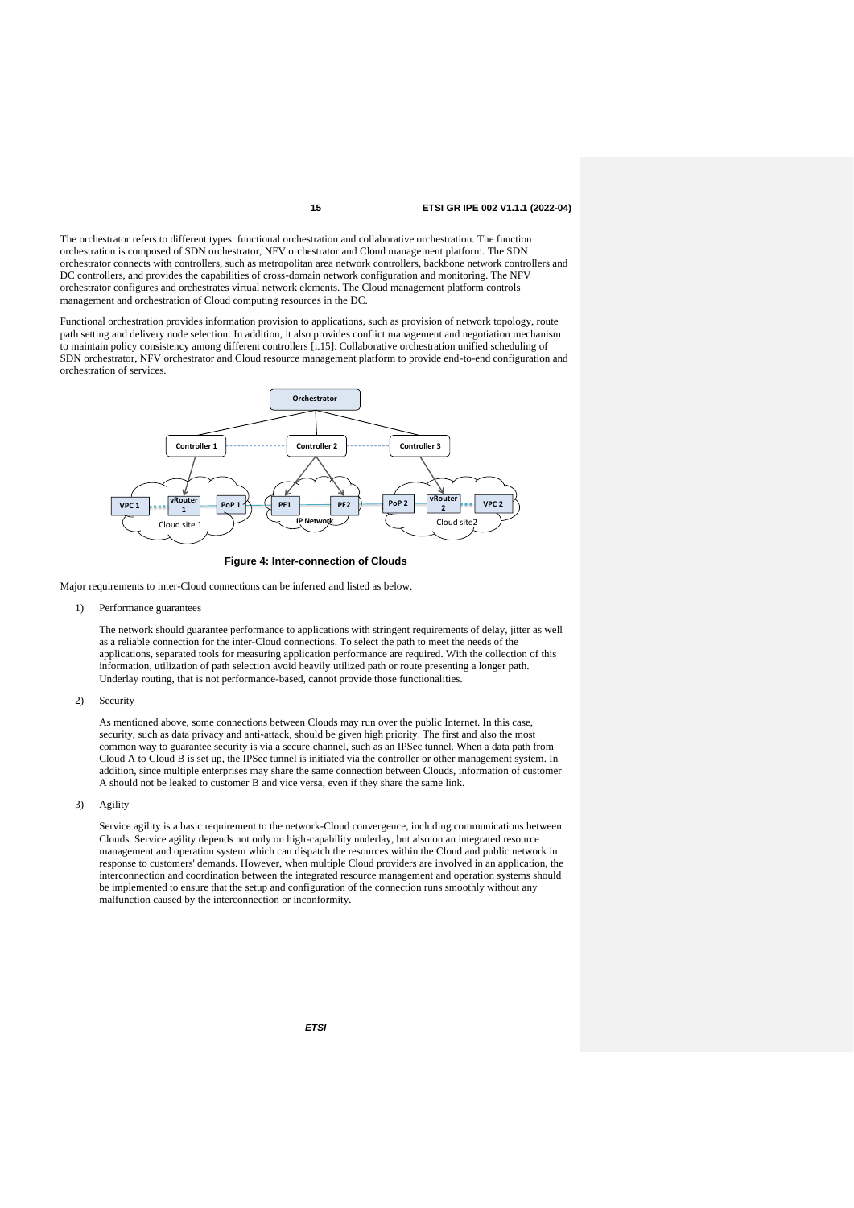The orchestrator refers to different types: functional orchestration and collaborative orchestration. The function orchestration is composed of SDN orchestrator, NFV orchestrator and Cloud management platform. The SDN orchestrator connects with controllers, such as metropolitan area network controllers, backbone network controllers and DC controllers, and provides the capabilities of cross-domain network configuration and monitoring. The NFV orchestrator configures and orchestrates virtual network elements. The Cloud management platform controls management and orchestration of Cloud computing resources in the DC.

Functional orchestration provides information provision to applications, such as provision of network topology, route path setting and delivery node selection. In addition, it also provides conflict management and negotiation mechanism to maintain policy consistency among different controllers [i.15]. Collaborative orchestration unified scheduling of SDN orchestrator, NFV orchestrator and Cloud resource management platform to provide end-to-end configuration and orchestration of services.

**Figure 4: Inter-connection of Clouds**

Major requirements to inter-Cloud connections can be inferred and listed as below.

1) Performance guarantees

   The network should guarantee performance to applications with stringent requirements of delay, jitter as well as a reliable connection for the inter-Cloud connections. To select the path to meet the needs of the applications, separated tools for measuring application performance are required. With the collection of this information, utilization of path selection avoid heavily utilized path or route presenting a longer path. Underlay routing, that is not performance-based, cannot provide those functionalities.

2) Security

   As mentioned above, some connections between Clouds may run over the public Internet. In this case, security, such as data privacy and anti-attack, should be given high priority. The first and also the most common way to guarantee security is via a secure channel, such as an IPSec tunnel. When a data path from Cloud A to Cloud B is set up, the IPSec tunnel is initiated via the controller or other management system. In addition, since multiple enterprises may share the same connection between Clouds, information of customer A should not be leaked to customer B and vice versa, even if they share the same link.

3) Agility

   Service agility is a basic requirement to the network-Cloud convergence, including communications between Clouds. Service agility depends not only on high-capability underlay, but also on an integrated resource management and operation system which can dispatch the resources within the Cloud and public network in response to customers' demands. However, when multiple Cloud providers are involved in an application, the interconnection and coordination between the integrated resource management and operation systems should be implemented to ensure that the setup and configuration of the connection runs smoothly without any malfunction caused by the interconnection or inconformity.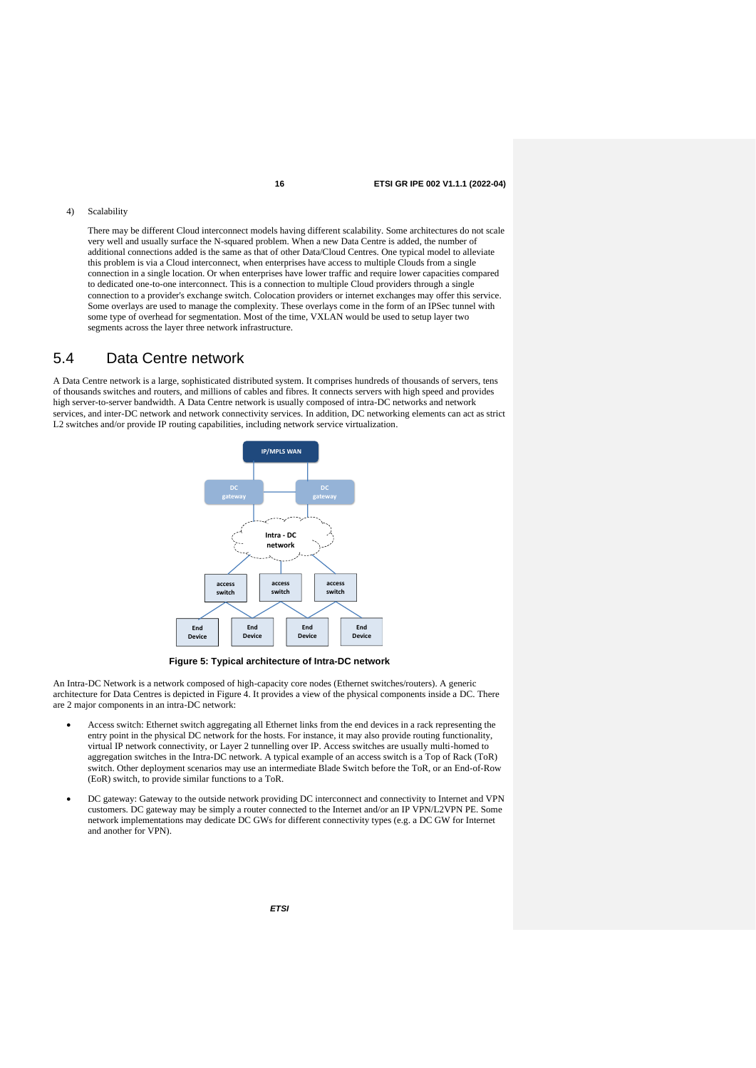4) Scalability

There may be different Cloud interconnect models having different scalability. Some architectures do not scale very well and usually surface the N-squared problem. When a new Data Centre is added, the number of additional connections added is the same as that of other Data/Cloud Centres. One typical model to alleviate this problem is via a Cloud interconnect, when enterprises have access to multiple Clouds from a single connection in a single location. Or when enterprises have lower traffic and require lower capacities compared to dedicated one-to-one interconnect. This is a connection to multiple Cloud providers through a single connection to a provider's exchange switch. Colocation providers or internet exchanges may offer this service. Some overlays are used to manage the complexity. These overlays come in the form of an IPSec tunnel with some type of overhead for segmentation. Most of the time, VXLAN would be used to setup layer two segments across the layer three network infrastructure.

## 5.4 Data Centre network

A Data Centre network is a large, sophisticated distributed system. It comprises hundreds of thousands of servers, tens of thousands switches and routers, and millions of cables and fibres. It connects servers with high speed and provides high server-to-server bandwidth. A Data Centre network is usually composed of intra-DC networks and network services, and inter-DC network and network connectivity services. In addition, DC networking elements can act as strict L2 switches and/or provide IP routing capabilities, including network service virtualization.

**Figure 5: Typical architecture of Intra-DC network**

An Intra-DC Network is a network composed of high-capacity core nodes (Ethernet switches/routers). A generic architecture for Data Centres is depicted in Figure 4. It provides a view of the physical components inside a DC. There are 2 major components in an intra-DC network:

- Access switch: Ethernet switch aggregating all Ethernet links from the end devices in a rack representing the entry point in the physical DC network for the hosts. For instance, it may also provide routing functionality, virtual IP network connectivity, or Layer 2 tunnelling over IP. Access switches are usually multi-homed to aggregation switches in the Intra-DC network. A typical example of an access switch is a Top of Rack (ToR) switch. Other deployment scenarios may use an intermediate Blade Switch before the ToR, or an End-of-Row (EoR) switch, to provide similar functions to a ToR.

- DC gateway: Gateway to the outside network providing DC interconnect and connectivity to Internet and VPN customers. DC gateway may be simply a router connected to the Internet and/or an IP VPN/L2VPN PE. Some network implementations may dedicate DC GWs for different connectivity types (e.g. a DC GW for Internet and another for VPN).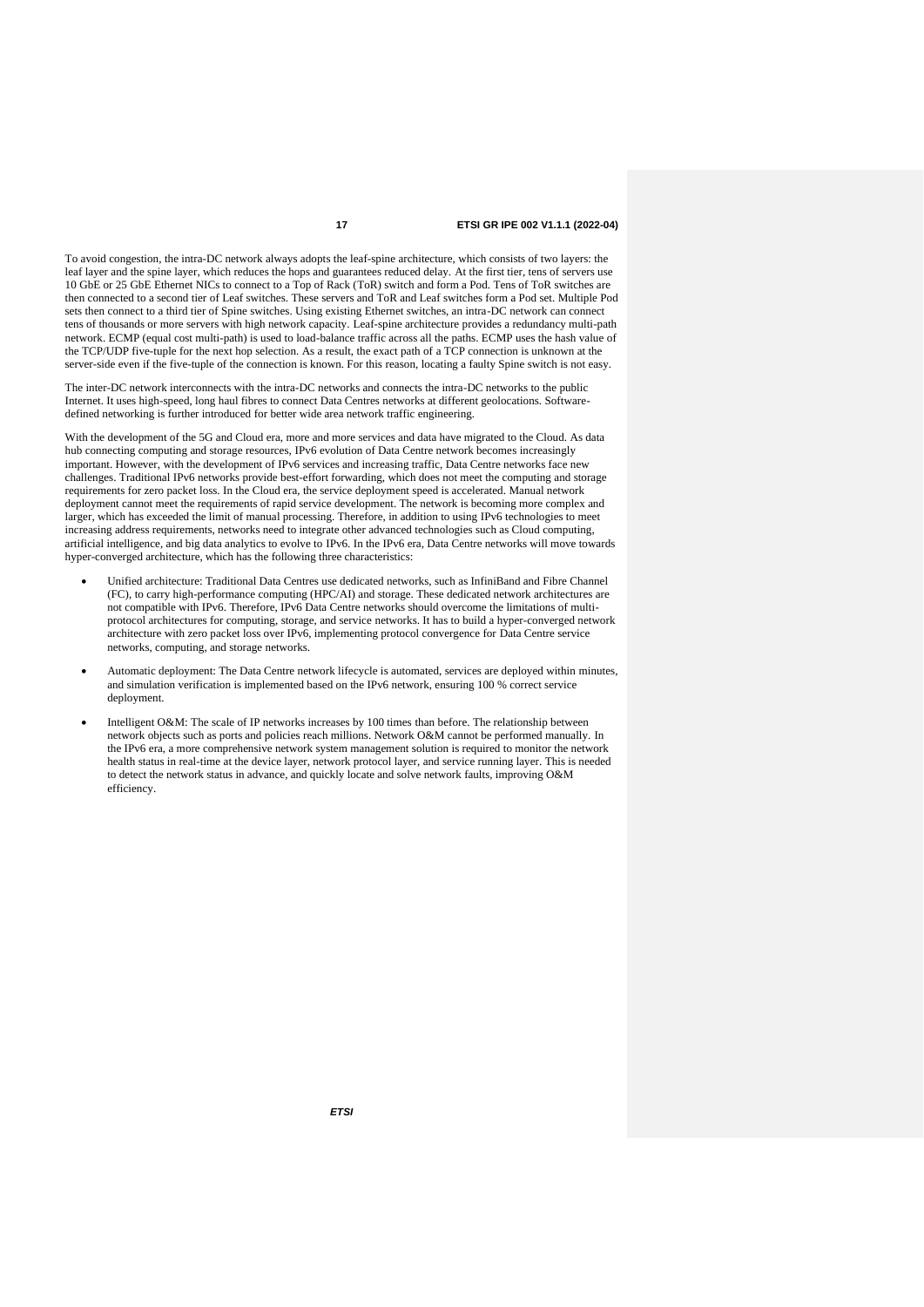To avoid congestion, the intra-DC network always adopts the leaf-spine architecture, which consists of two layers: the leaf layer and the spine layer, which reduces the hops and guarantees reduced delay. At the first tier, tens of servers use 10 GbE or 25 GbE Ethernet NICs to connect to a Top of Rack (ToR) switch and form a Pod. Tens of ToR switches are then connected to a second tier of Leaf switches. These servers and ToR and Leaf switches form a Pod set. Multiple Pod sets then connect to a third tier of Spine switches. Using existing Ethernet switches, an intra-DC network can connect tens of thousands or more servers with high network capacity. Leaf-spine architecture provides a redundancy multi-path network. ECMP (equal cost multi-path) is used to load-balance traffic across all the paths. ECMP uses the hash value of the TCP/UDP five-tuple for the next hop selection. As a result, the exact path of a TCP connection is unknown at the server-side even if the five-tuple of the connection is known. For this reason, locating a faulty Spine switch is not easy.

The inter-DC network interconnects with the intra-DC networks and connects the intra-DC networks to the public Internet. It uses high-speed, long haul fibres to connect Data Centres networks at different geolocations. Software-defined networking is further introduced for better wide area network traffic engineering.

With the development of the 5G and Cloud era, more and more services and data have migrated to the Cloud. As data hub connecting computing and storage resources, IPv6 evolution of Data Centre network becomes increasingly important. However, with the development of IPv6 services and increasing traffic, Data Centre networks face new challenges. Traditional IPv6 networks provide best-effort forwarding, which does not meet the computing and storage requirements for zero packet loss. In the Cloud era, the service deployment speed is accelerated. Manual network deployment cannot meet the requirements of rapid service development. The network is becoming more complex and larger, which has exceeded the limit of manual processing. Therefore, in addition to using IPv6 technologies to meet increasing address requirements, networks need to integrate other advanced technologies such as Cloud computing, artificial intelligence, and big data analytics to evolve to IPv6. In the IPv6 era, Data Centre networks will move towards hyper-converged architecture, which has the following three characteristics:

- Unified architecture: Traditional Data Centres use dedicated networks, such as InfiniBand and Fibre Channel (FC), to carry high-performance computing (HPC/AI) and storage. These dedicated network architectures are not compatible with IPv6. Therefore, IPv6 Data Centre networks should overcome the limitations of multi-protocol architectures for computing, storage, and service networks. It has to build a hyper-converged network architecture with zero packet loss over IPv6, implementing protocol convergence for Data Centre service networks, computing, and storage networks.

- Automatic deployment: The Data Centre network lifecycle is automated, services are deployed within minutes, and simulation verification is implemented based on the IPv6 network, ensuring 100 % correct service deployment.

- Intelligent O&M: The scale of IP networks increases by 100 times than before. The relationship between network objects such as ports and policies reach millions. Network O&M cannot be performed manually. In the IPv6 era, a more comprehensive network system management solution is required to monitor the network health status in real-time at the device layer, network protocol layer, and service running layer. This is needed to detect the network status in advance, and quickly locate and solve network faults, improving O&M efficiency.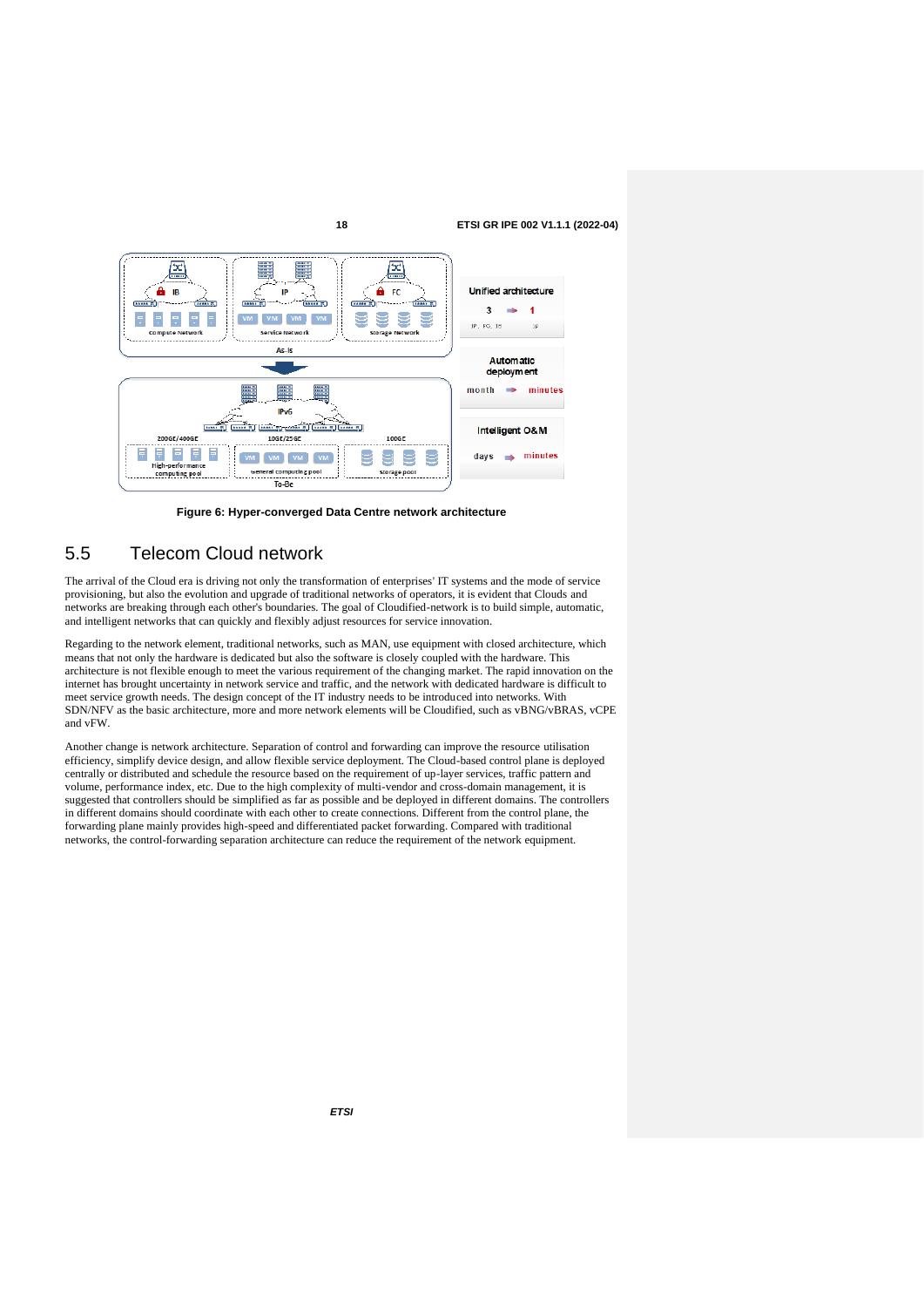**Figure 6: Hyper-converged Data Centre network architecture**

## 5.5 Telecom Cloud network

The arrival of the Cloud era is driving not only the transformation of enterprises' IT systems and the mode of service provisioning, but also the evolution and upgrade of traditional networks of operators, it is evident that Clouds and networks are breaking through each other's boundaries. The goal of Cloudified-network is to build simple, automatic, and intelligent networks that can quickly and flexibly adjust resources for service innovation.

Regarding to the network element, traditional networks, such as MAN, use equipment with closed architecture, which means that not only the hardware is dedicated but also the software is closely coupled with the hardware. This architecture is not flexible enough to meet the various requirement of the changing market. The rapid innovation on the internet has brought uncertainty in network service and traffic, and the network with dedicated hardware is difficult to meet service growth needs. The design concept of the IT industry needs to be introduced into networks. With SDN/NFV as the basic architecture, more and more network elements will be Cloudified, such as vBNG/vBRAS, vCPE and vFW.

Another change is network architecture. Separation of control and forwarding can improve the resource utilisation efficiency, simplify device design, and allow flexible service deployment. The Cloud-based control plane is deployed centrally or distributed and schedule the resource based on the requirement of up-layer services, traffic pattern and volume, performance index, etc. Due to the high complexity of multi-vendor and cross-domain management, it is suggested that controllers should be simplified as far as possible and be deployed in different domains. The controllers in different domains should coordinate with each other to create connections. Different from the control plane, the forwarding plane mainly provides high-speed and differentiated packet forwarding. Compared with traditional networks, the control-forwarding separation architecture can reduce the requirement of the network equipment.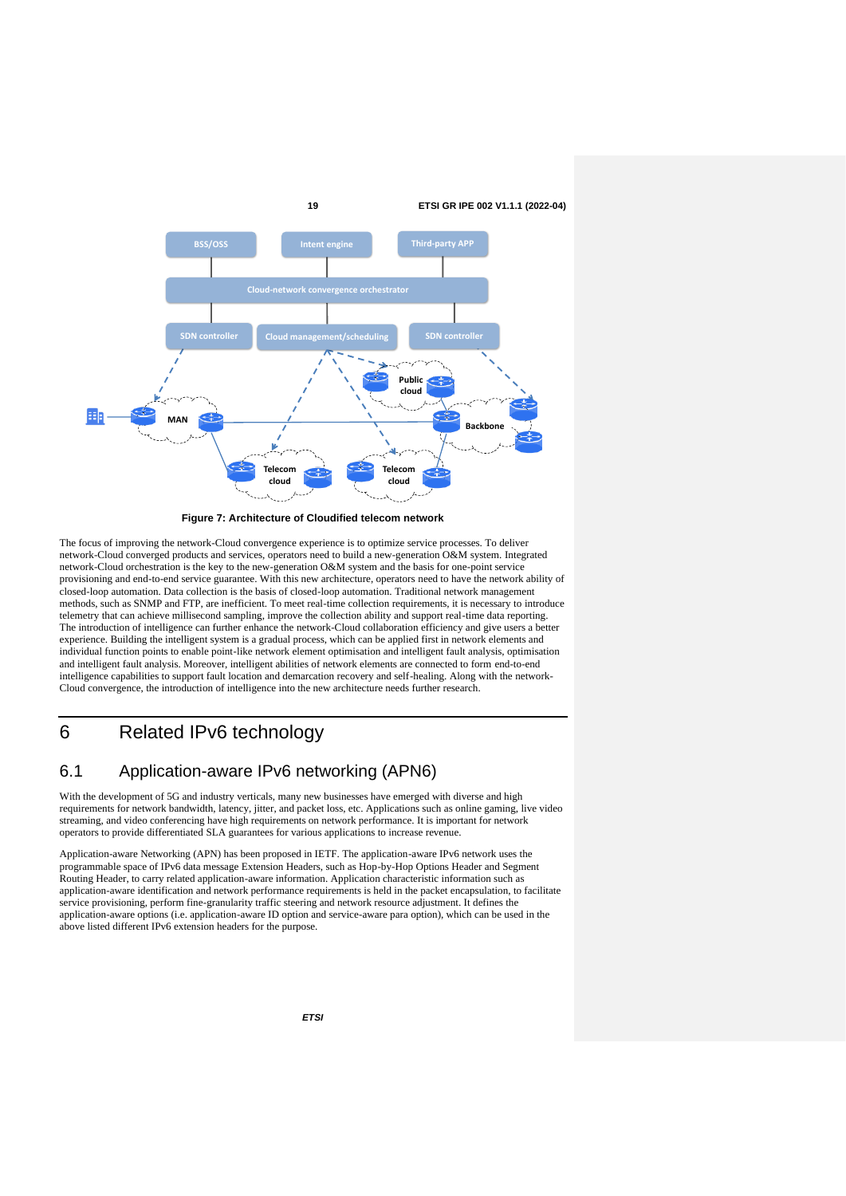Figure 7: Architecture of Cloudified telecom network

The focus of improving the network-Cloud convergence experience is to optimize service processes. To deliver network-Cloud converged products and services, operators need to build a new-generation O&M system. Integrated network-Cloud orchestration is the key to the new-generation O&M system and the basis for one-point service provisioning and end-to-end service guarantee. With this new architecture, operators need to have the network ability of closed-loop automation. Data collection is the basis of closed-loop automation. Traditional network management methods, such as SNMP and FTP, are inefficient. To meet real-time collection requirements, it is necessary to introduce telemetry that can achieve millisecond sampling, improve the collection ability and support real-time data reporting. The introduction of intelligence can further enhance the network-Cloud collaboration efficiency and give users a better experience. Building the intelligent system is a gradual process, which can be applied first in network elements and individual function points to enable point-like network element optimisation and intelligent fault analysis, optimisation and intelligent fault analysis. Moreover, intelligent abilities of network elements are connected to form end-to-end intelligence capabilities to support fault location and demarcation recovery and self-healing. Along with the network-Cloud convergence, the introduction of intelligence into the new architecture needs further research.

# 6 Related IPv6 technology

## 6.1 Application-aware IPv6 networking (APN6)

With the development of 5G and industry verticals, many new businesses have emerged with diverse and high requirements for network bandwidth, latency, jitter, and packet loss, etc. Applications such as online gaming, live video streaming, and video conferencing have high requirements on network performance. It is important for network operators to provide differentiated SLA guarantees for various applications to increase revenue.

Application-aware Networking (APN) has been proposed in IETF. The application-aware IPv6 network uses the programmable space of IPv6 data message Extension Headers, such as Hop-by-Hop Options Header and Segment Routing Header, to carry related application-aware information. Application characteristic information such as application-aware identification and network performance requirements is held in the packet encapsulation, to facilitate service provisioning, perform fine-granularity traffic steering and network resource adjustment. It defines the application-aware options (i.e. application-aware ID option and service-aware para option), which can be used in the above listed different IPv6 extension headers for the purpose.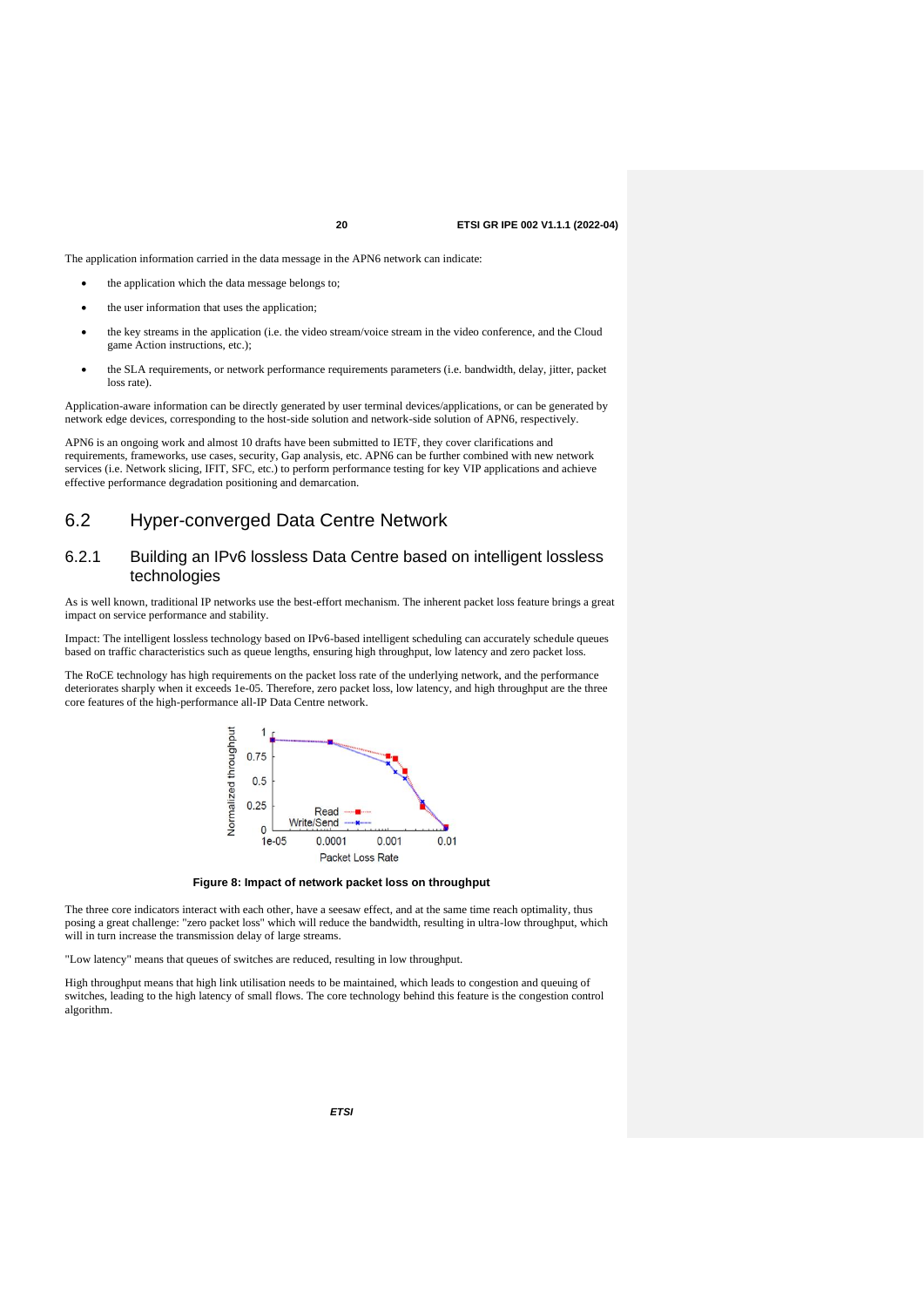The application information carried in the data message in the APN6 network can indicate:

- the application which the data message belongs to;
- the user information that uses the application;
- the key streams in the application (i.e. the video stream/voice stream in the video conference, and the Cloud game Action instructions, etc.);
- the SLA requirements, or network performance requirements parameters (i.e. bandwidth, delay, jitter, packet loss rate).

Application-aware information can be directly generated by user terminal devices/applications, or can be generated by network edge devices, corresponding to the host-side solution and network-side solution of APN6, respectively.

APN6 is an ongoing work and almost 10 drafts have been submitted to IETF, they cover clarifications and requirements, frameworks, use cases, security, Gap analysis, etc. APN6 can be further combined with new network services (i.e. Network slicing, IFIT, SFC, etc.) to perform performance testing for key VIP applications and achieve effective performance degradation positioning and demarcation.

## 6.2 Hyper-converged Data Centre Network

### 6.2.1 Building an IPv6 lossless Data Centre based on intelligent lossless technologies

As is well known, traditional IP networks use the best-effort mechanism. The inherent packet loss feature brings a great impact on service performance and stability.

Impact: The intelligent lossless technology based on IPv6-based intelligent scheduling can accurately schedule queues based on traffic characteristics such as queue lengths, ensuring high throughput, low latency and zero packet loss.

The RoCE technology has high requirements on the packet loss rate of the underlying network, and the performance deteriorates sharply when it exceeds 1e-05. Therefore, zero packet loss, low latency, and high throughput are the three core features of the high-performance all-IP Data Centre network.

**Figure 8: Impact of network packet loss on throughput**

The three core indicators interact with each other, have a seesaw effect, and at the same time reach optimality, thus posing a great challenge: "zero packet loss" which will reduce the bandwidth, resulting in ultra-low throughput, which will in turn increase the transmission delay of large streams.

"Low latency" means that queues of switches are reduced, resulting in low throughput.

High throughput means that high link utilisation needs to be maintained, which leads to congestion and queuing of switches, leading to the high latency of small flows. The core technology behind this feature is the congestion control algorithm.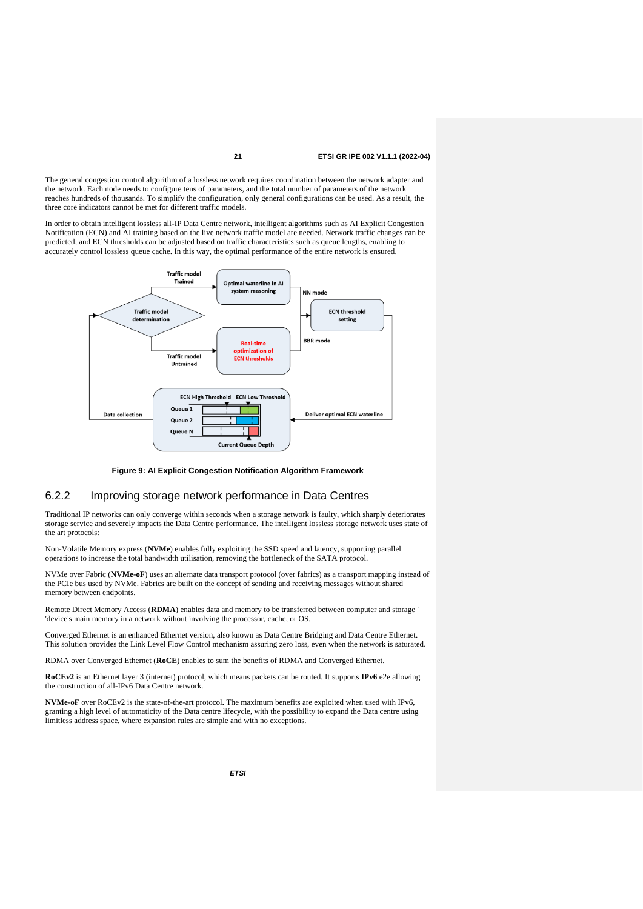The general congestion control algorithm of a lossless network requires coordination between the network adapter and the network. Each node needs to configure tens of parameters, and the total number of parameters of the network reaches hundreds of thousands. To simplify the configuration, only general configurations can be used. As a result, the three core indicators cannot be met for different traffic models.

In order to obtain intelligent lossless all-IP Data Centre network, intelligent algorithms such as AI Explicit Congestion Notification (ECN) and AI training based on the live network traffic model are needed. Network traffic changes can be predicted, and ECN thresholds can be adjusted based on traffic characteristics such as queue lengths, enabling to accurately control lossless queue cache. In this way, the optimal performance of the entire network is ensured.

**Figure 9: AI Explicit Congestion Notification Algorithm Framework**

### 6.2.2 Improving storage network performance in Data Centres

Traditional IP networks can only converge within seconds when a storage network is faulty, which sharply deteriorates storage service and severely impacts the Data Centre performance. The intelligent lossless storage network uses state of the art protocols:

Non-Volatile Memory express (**NVMe**) enables fully exploiting the SSD speed and latency, supporting parallel operations to increase the total bandwidth utilisation, removing the bottleneck of the SATA protocol.

NVMe over Fabric (**NVMe-oF**) uses an alternate data transport protocol (over fabrics) as a transport mapping instead of the PCIe bus used by NVMe. Fabrics are built on the concept of sending and receiving messages without shared memory between endpoints.

Remote Direct Memory Access (**RDMA**) enables data and memory to be transferred between computer and storage ' 'device's main memory in a network without involving the processor, cache, or OS.

Converged Ethernet is an enhanced Ethernet version, also known as Data Centre Bridging and Data Centre Ethernet. This solution provides the Link Level Flow Control mechanism assuring zero loss, even when the network is saturated.

RDMA over Converged Ethernet (**RoCE**) enables to sum the benefits of RDMA and Converged Ethernet.

**RoCEv2** is an Ethernet layer 3 (internet) protocol, which means packets can be routed. It supports **IPv6** e2e allowing the construction of all-IPv6 Data Centre network.

**NVMe-oF** over RoCEv2 is the state-of-the-art protocol**.** The maximum benefits are exploited when used with IPv6, granting a high level of automaticity of the Data centre lifecycle, with the possibility to expand the Data centre using limitless address space, where expansion rules are simple and with no exceptions.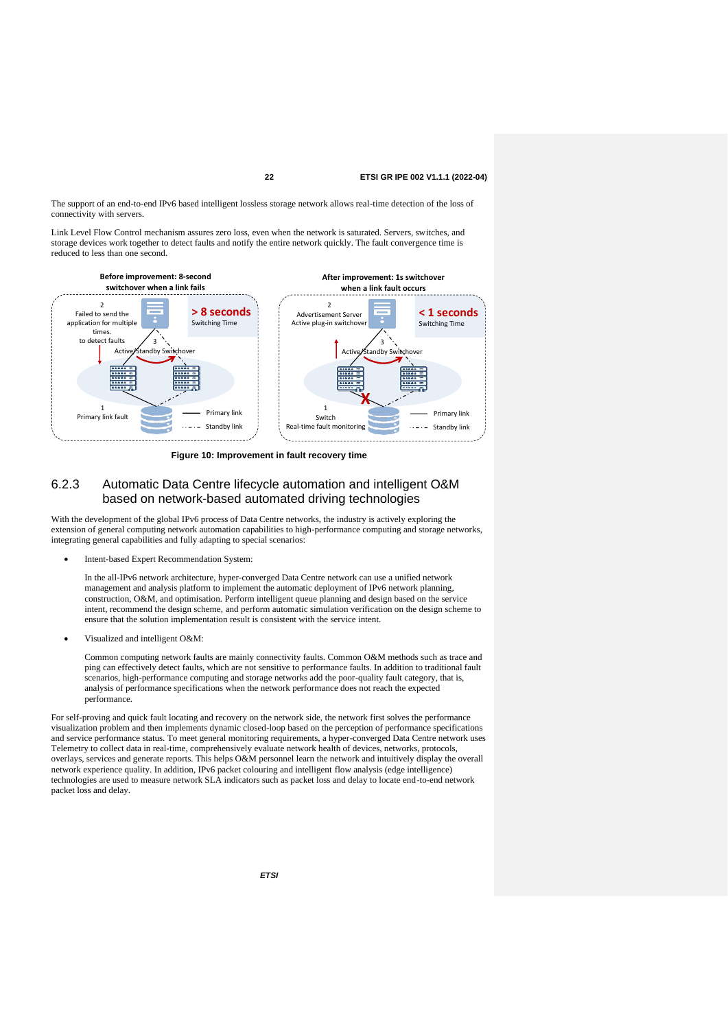The support of an end-to-end IPv6 based intelligent lossless storage network allows real-time detection of the loss of connectivity with servers.

Link Level Flow Control mechanism assures zero loss, even when the network is saturated. Servers, switches, and storage devices work together to detect faults and notify the entire network quickly. The fault convergence time is reduced to less than one second.

**Figure 10: Improvement in fault recovery time**

## 6.2.3 Automatic Data Centre lifecycle automation and intelligent O&M based on network-based automated driving technologies

With the development of the global IPv6 process of Data Centre networks, the industry is actively exploring the extension of general computing network automation capabilities to high-performance computing and storage networks, integrating general capabilities and fully adapting to special scenarios:

- Intent-based Expert Recommendation System:

  In the all-IPv6 network architecture, hyper-converged Data Centre network can use a unified network management and analysis platform to implement the automatic deployment of IPv6 network planning, construction, O&M, and optimisation. Perform intelligent queue planning and design based on the service intent, recommend the design scheme, and perform automatic simulation verification on the design scheme to ensure that the solution implementation result is consistent with the service intent.

- Visualized and intelligent O&M:

  Common computing network faults are mainly connectivity faults. Common O&M methods such as trace and ping can effectively detect faults, which are not sensitive to performance faults. In addition to traditional fault scenarios, high-performance computing and storage networks add the poor-quality fault category, that is, analysis of performance specifications when the network performance does not reach the expected performance.

For self-proving and quick fault locating and recovery on the network side, the network first solves the performance visualization problem and then implements dynamic closed-loop based on the perception of performance specifications and service performance status. To meet general monitoring requirements, a hyper-converged Data Centre network uses Telemetry to collect data in real-time, comprehensively evaluate network health of devices, networks, protocols, overlays, services and generate reports. This helps O&M personnel learn the network and intuitively display the overall network experience quality. In addition, IPv6 packet colouring and intelligent flow analysis (edge intelligence) technologies are used to measure network SLA indicators such as packet loss and delay to locate end-to-end network packet loss and delay.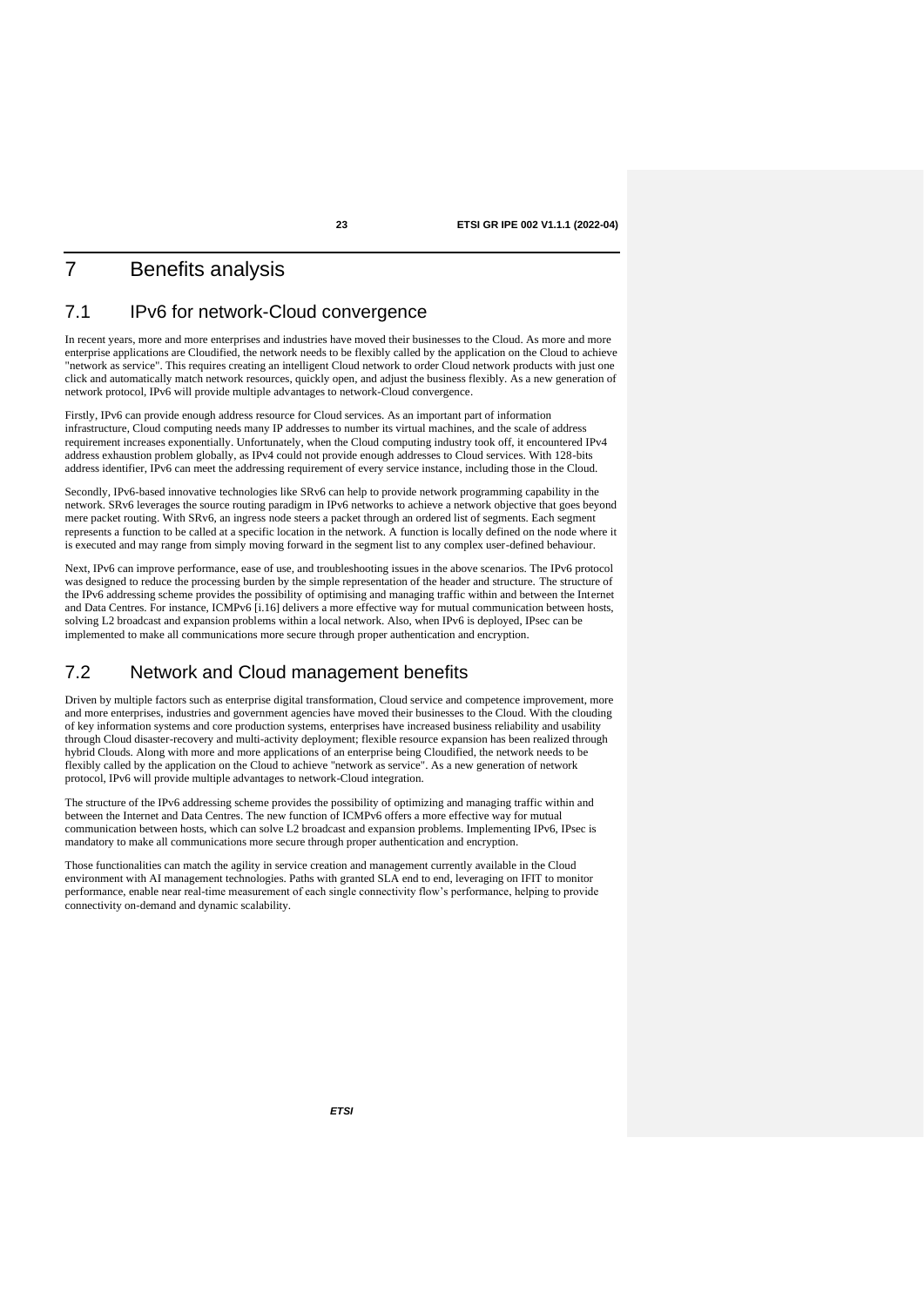# 7 Benefits analysis

## 7.1 IPv6 for network-Cloud convergence

In recent years, more and more enterprises and industries have moved their businesses to the Cloud. As more and more enterprise applications are Cloudified, the network needs to be flexibly called by the application on the Cloud to achieve "network as service". This requires creating an intelligent Cloud network to order Cloud network products with just one click and automatically match network resources, quickly open, and adjust the business flexibly. As a new generation of network protocol, IPv6 will provide multiple advantages to network-Cloud convergence.

Firstly, IPv6 can provide enough address resource for Cloud services. As an important part of information infrastructure, Cloud computing needs many IP addresses to number its virtual machines, and the scale of address requirement increases exponentially. Unfortunately, when the Cloud computing industry took off, it encountered IPv4 address exhaustion problem globally, as IPv4 could not provide enough addresses to Cloud services. With 128-bits address identifier, IPv6 can meet the addressing requirement of every service instance, including those in the Cloud.

Secondly, IPv6-based innovative technologies like SRv6 can help to provide network programming capability in the network. SRv6 leverages the source routing paradigm in IPv6 networks to achieve a network objective that goes beyond mere packet routing. With SRv6, an ingress node steers a packet through an ordered list of segments. Each segment represents a function to be called at a specific location in the network. A function is locally defined on the node where it is executed and may range from simply moving forward in the segment list to any complex user-defined behaviour.

Next, IPv6 can improve performance, ease of use, and troubleshooting issues in the above scenarios. The IPv6 protocol was designed to reduce the processing burden by the simple representation of the header and structure. The structure of the IPv6 addressing scheme provides the possibility of optimising and managing traffic within and between the Internet and Data Centres. For instance, ICMPv6 [i.16] delivers a more effective way for mutual communication between hosts, solving L2 broadcast and expansion problems within a local network. Also, when IPv6 is deployed, IPsec can be implemented to make all communications more secure through proper authentication and encryption.

## 7.2 Network and Cloud management benefits

Driven by multiple factors such as enterprise digital transformation, Cloud service and competence improvement, more and more enterprises, industries and government agencies have moved their businesses to the Cloud. With the clouding of key information systems and core production systems, enterprises have increased business reliability and usability through Cloud disaster-recovery and multi-activity deployment; flexible resource expansion has been realized through hybrid Clouds. Along with more and more applications of an enterprise being Cloudified, the network needs to be flexibly called by the application on the Cloud to achieve "network as service". As a new generation of network protocol, IPv6 will provide multiple advantages to network-Cloud integration.

The structure of the IPv6 addressing scheme provides the possibility of optimizing and managing traffic within and between the Internet and Data Centres. The new function of ICMPv6 offers a more effective way for mutual communication between hosts, which can solve L2 broadcast and expansion problems. Implementing IPv6, IPsec is mandatory to make all communications more secure through proper authentication and encryption.

Those functionalities can match the agility in service creation and management currently available in the Cloud environment with AI management technologies. Paths with granted SLA end to end, leveraging on IFIT to monitor performance, enable near real-time measurement of each single connectivity flow's performance, helping to provide connectivity on-demand and dynamic scalability.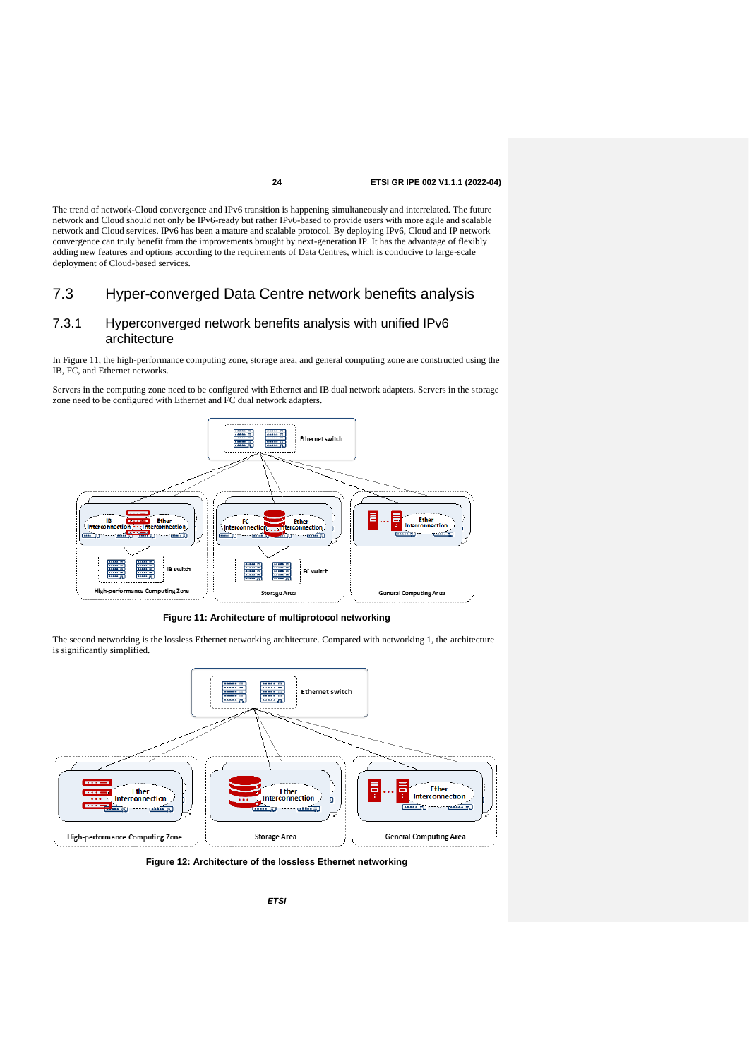The trend of network-Cloud convergence and IPv6 transition is happening simultaneously and interrelated. The future network and Cloud should not only be IPv6-ready but rather IPv6-based to provide users with more agile and scalable network and Cloud services. IPv6 has been a mature and scalable protocol. By deploying IPv6, Cloud and IP network convergence can truly benefit from the improvements brought by next-generation IP. It has the advantage of flexibly adding new features and options according to the requirements of Data Centres, which is conducive to large-scale deployment of Cloud-based services.

## 7.3 Hyper-converged Data Centre network benefits analysis

### 7.3.1 Hyperconverged network benefits analysis with unified IPv6 architecture

In Figure 11, the high-performance computing zone, storage area, and general computing zone are constructed using the IB, FC, and Ethernet networks.

Servers in the computing zone need to be configured with Ethernet and IB dual network adapters. Servers in the storage zone need to be configured with Ethernet and FC dual network adapters.

**Figure 11: Architecture of multiprotocol networking**

The second networking is the lossless Ethernet networking architecture. Compared with networking 1, the architecture is significantly simplified.

**Figure 12: Architecture of the lossless Ethernet networking**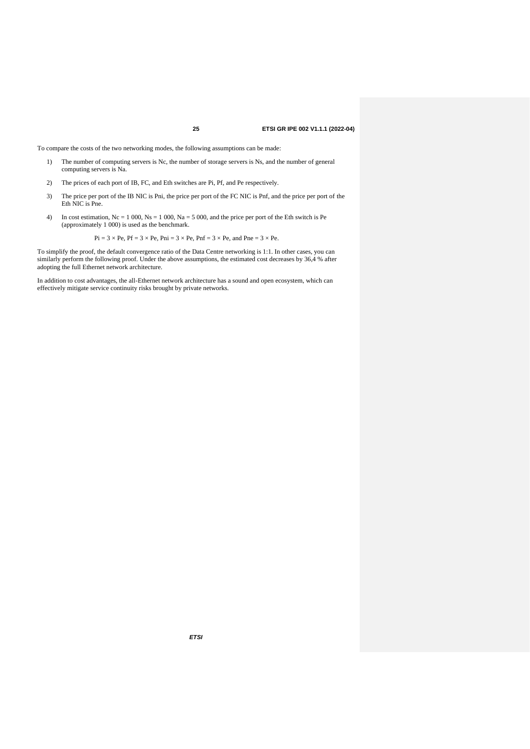To compare the costs of the two networking modes, the following assumptions can be made:

1) The number of computing servers is $N_c$, the number of storage servers is $N_s$, and the number of general computing servers is $N_a$.

2) The prices of each port of IB, FC, and Eth switches are $P_i$, $P_f$, and $P_e$ respectively.

3) The price per port of the IB NIC is $P_{ni}$, the price per port of the FC NIC is $P_{nf}$, and the price per port of the Eth NIC is $P_{ne}$.

4) In cost estimation, $N_c = 1\,000$, $N_s = 1\,000$, $N_a = 5\,000$, and the price per port of the Eth switch is $P_e$ (approximately 1 000) is used as the benchmark.

$$P_i = 3 \times P_e,\ P_f = 3 \times P_e,\ P_{ni} = 3 \times P_e,\ P_{nf} = 3 \times P_e, \text{ and } P_{ne} = 3 \times P_e.$$

To simplify the proof, the default convergence ratio of the Data Centre networking is 1:1. In other cases, you can similarly perform the following proof. Under the above assumptions, the estimated cost decreases by 36,4 % after adopting the full Ethernet network architecture.

In addition to cost advantages, the all-Ethernet network architecture has a sound and open ecosystem, which can effectively mitigate service continuity risks brought by private networks.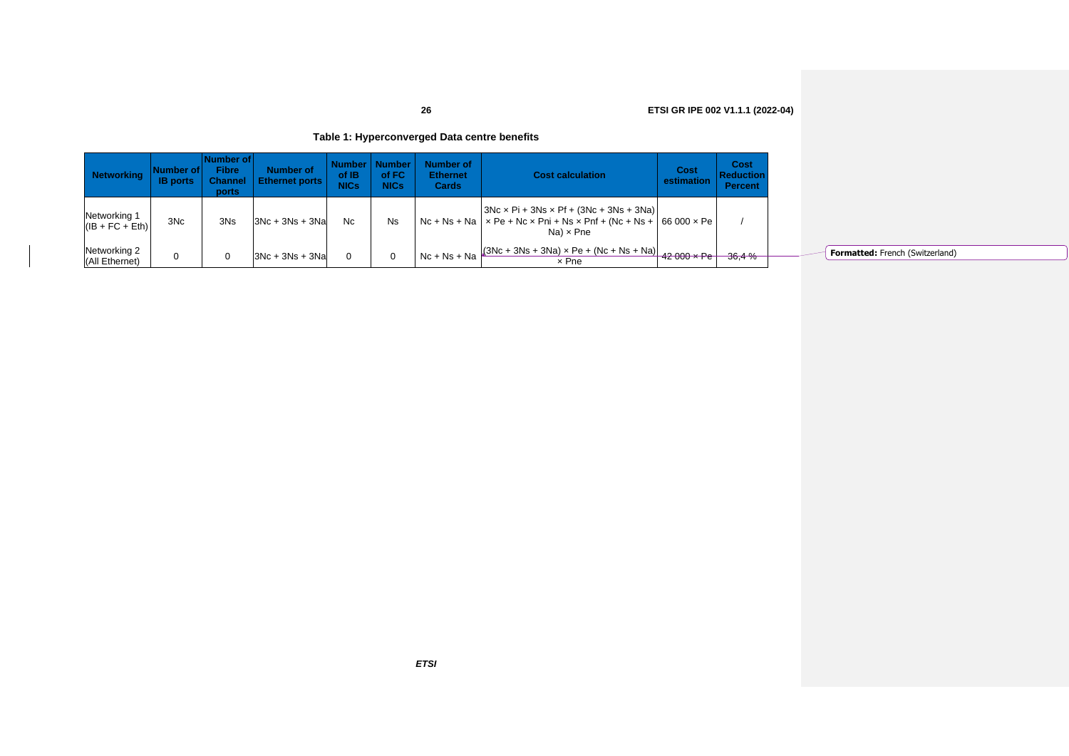**Table 1: Hyperconverged Data centre benefits**

| Networking | Number of IB ports | Number of Fibre Channel ports | Number of Ethernet ports | Number of IB NICs | Number of FC NICs | Number of Ethernet Cards | Cost calculation | Cost estimation | Cost Reduction Percent |
|---|---|---|---|---|---|---|---|---|---|
| Networking 1 (IB + FC + Eth) | 3Nc | 3Ns | 3Nc + 3Ns + 3Na | Nc | Ns | Nc + Ns + Na | 3Nc × Pi + 3Ns × Pf + (3Nc + 3Ns + 3Na) × Pe + Nc × Pni + Ns × Pnf + (Nc + Ns + Na) × Pne | 66 000 × Pe | / |
| Networking 2 (All Ethernet) | 0 | 0 | 3Nc + 3Ns + 3Na | 0 | 0 | Nc + Ns + Na | (3Nc + 3Ns + 3Na) × Pe + (Nc + Ns + Na) × Pne | 42 000 × Pe | 36,4 % |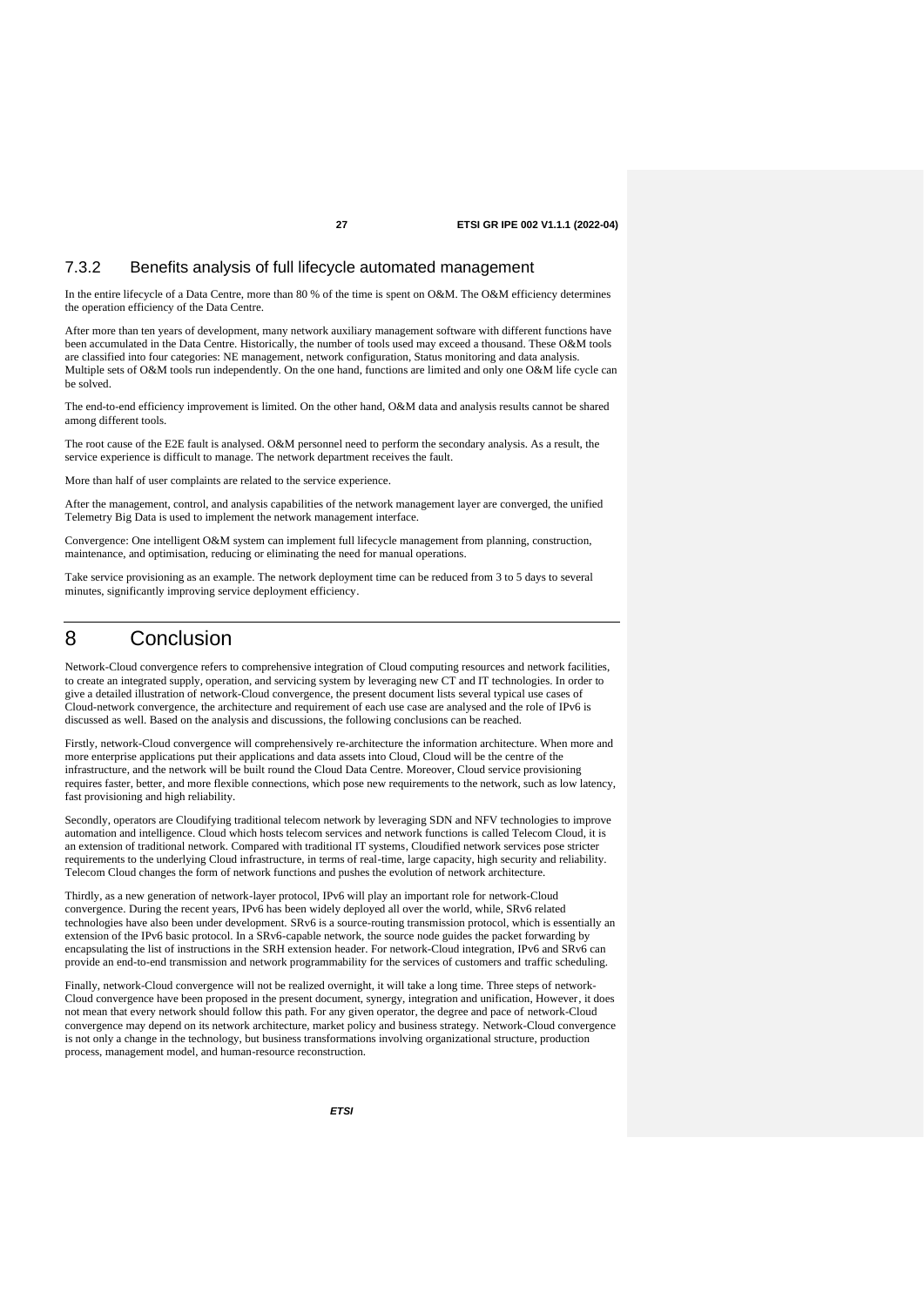### 7.3.2 Benefits analysis of full lifecycle automated management

In the entire lifecycle of a Data Centre, more than 80 % of the time is spent on O&M. The O&M efficiency determines the operation efficiency of the Data Centre.

After more than ten years of development, many network auxiliary management software with different functions have been accumulated in the Data Centre. Historically, the number of tools used may exceed a thousand. These O&M tools are classified into four categories: NE management, network configuration, Status monitoring and data analysis. Multiple sets of O&M tools run independently. On the one hand, functions are limited and only one O&M life cycle can be solved.

The end-to-end efficiency improvement is limited. On the other hand, O&M data and analysis results cannot be shared among different tools.

The root cause of the E2E fault is analysed. O&M personnel need to perform the secondary analysis. As a result, the service experience is difficult to manage. The network department receives the fault.

More than half of user complaints are related to the service experience.

After the management, control, and analysis capabilities of the network management layer are converged, the unified Telemetry Big Data is used to implement the network management interface.

Convergence: One intelligent O&M system can implement full lifecycle management from planning, construction, maintenance, and optimisation, reducing or eliminating the need for manual operations.

Take service provisioning as an example. The network deployment time can be reduced from 3 to 5 days to several minutes, significantly improving service deployment efficiency.

# 8 Conclusion

Network-Cloud convergence refers to comprehensive integration of Cloud computing resources and network facilities, to create an integrated supply, operation, and servicing system by leveraging new CT and IT technologies. In order to give a detailed illustration of network-Cloud convergence, the present document lists several typical use cases of Cloud-network convergence, the architecture and requirement of each use case are analysed and the role of IPv6 is discussed as well. Based on the analysis and discussions, the following conclusions can be reached.

Firstly, network-Cloud convergence will comprehensively re-architecture the information architecture. When more and more enterprise applications put their applications and data assets into Cloud, Cloud will be the centre of the infrastructure, and the network will be built round the Cloud Data Centre. Moreover, Cloud service provisioning requires faster, better, and more flexible connections, which pose new requirements to the network, such as low latency, fast provisioning and high reliability.

Secondly, operators are Cloudifying traditional telecom network by leveraging SDN and NFV technologies to improve automation and intelligence. Cloud which hosts telecom services and network functions is called Telecom Cloud, it is an extension of traditional network. Compared with traditional IT systems, Cloudified network services pose stricter requirements to the underlying Cloud infrastructure, in terms of real-time, large capacity, high security and reliability. Telecom Cloud changes the form of network functions and pushes the evolution of network architecture.

Thirdly, as a new generation of network-layer protocol, IPv6 will play an important role for network-Cloud convergence. During the recent years, IPv6 has been widely deployed all over the world, while, SRv6 related technologies have also been under development. SRv6 is a source-routing transmission protocol, which is essentially an extension of the IPv6 basic protocol. In a SRv6-capable network, the source node guides the packet forwarding by encapsulating the list of instructions in the SRH extension header. For network-Cloud integration, IPv6 and SRv6 can provide an end-to-end transmission and network programmability for the services of customers and traffic scheduling.

Finally, network-Cloud convergence will not be realized overnight, it will take a long time. Three steps of network-Cloud convergence have been proposed in the present document, synergy, integration and unification, However, it does not mean that every network should follow this path. For any given operator, the degree and pace of network-Cloud convergence may depend on its network architecture, market policy and business strategy. Network-Cloud convergence is not only a change in the technology, but business transformations involving organizational structure, production process, management model, and human-resource reconstruction.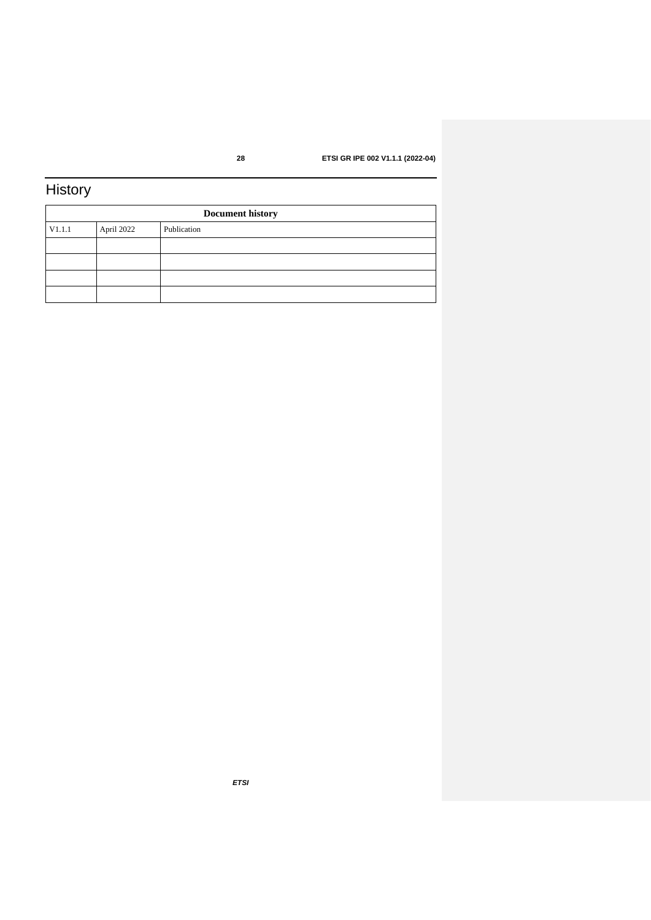# History

| Document history | | |
|---|---|---|
| V1.1.1 | April 2022 | Publication |
| | | |
| | | |
| | | |
| | | |